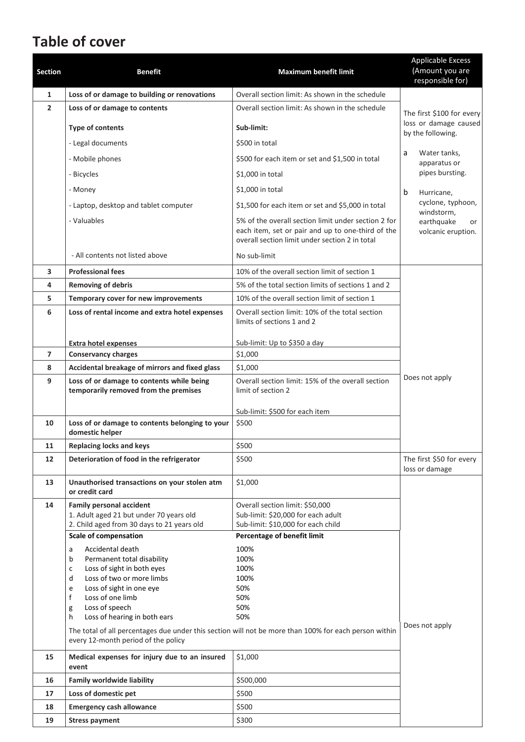# Table of cover

| Section | Benefit | Maximum benefit limit | Applicable Excess (Amount you are responsible for) |
|---|---|---|---|
| **1** | **Loss of or damage to building or renovations** | Overall section limit: As shown in the schedule | The first $100 for every loss or damage caused by the following. a Water tanks, apparatus or pipes bursting. b Hurricane, cyclone, typhoon, windstorm, earthquake or volcanic eruption. |
| **2** | **Loss of or damage to contents** | Overall section limit: As shown in the schedule | |
| | **Type of contents** | **Sub-limit:** | |
| | - Legal documents | $500 in total | |
| | - Mobile phones | $500 for each item or set and $1,500 in total | |
| | - Bicycles | $1,000 in total | |
| | - Money | $1,000 in total | |
| | - Laptop, desktop and tablet computer | $1,500 for each item or set and $5,000 in total | |
| | - Valuables | 5% of the overall section limit under section 2 for each item, set or pair and up to one-third of the overall section limit under section 2 in total | |
| | - All contents not listed above | No sub-limit | |
| **3** | **Professional fees** | 10% of the overall section limit of section 1 | Does not apply |
| **4** | **Removing of debris** | 5% of the total section limits of sections 1 and 2 | |
| **5** | **Temporary cover for new improvements** | 10% of the overall section limit of section 1 | |
| **6** | **Loss of rental income and extra hotel expenses** | Overall section limit: 10% of the total section limits of sections 1 and 2 | |
| | **Extra hotel expenses** | Sub-limit: Up to $350 a day | |
| **7** | **Conservancy charges** | $1,000 | |
| **8** | **Accidental breakage of mirrors and fixed glass** | $1,000 | |
| **9** | **Loss of or damage to contents while being temporarily removed from the premises** | Overall section limit: 15% of the overall section limit of section 2<br><br>Sub-limit: $500 for each item | |
| **10** | **Loss of or damage to contents belonging to your domestic helper** | $500 | |
| **11** | **Replacing locks and keys** | $500 | |
| **12** | **Deterioration of food in the refrigerator** | $500 | The first $50 for every loss or damage |
| **13** | **Unauthorised transactions on your stolen atm or credit card** | $1,000 | Does not apply |
| **14** | **Family personal accident**<br>1. Adult aged 21 but under 70 years old<br>2. Child aged from 30 days to 21 years old | Overall section limit: $50,000<br>Sub-limit: $20,000 for each adult<br>Sub-limit: $10,000 for each child | |
| | **Scale of compensation** | **Percentage of benefit limit** | |
| | a Accidental death | 100% | |
| | b Permanent total disability | 100% | |
| | c Loss of sight in both eyes | 100% | |
| | d Loss of two or more limbs | 100% | |
| | e Loss of sight in one eye | 50% | |
| | f Loss of one limb | 50% | |
| | g Loss of speech | 50% | |
| | h Loss of hearing in both ears | 50% | |
| | The total of all percentages due under this section will not be more than 100% for each person within every 12-month period of the policy | | |
| **15** | **Medical expenses for injury due to an insured event** | $1,000 | |
| **16** | **Family worldwide liability** | $500,000 | |
| **17** | **Loss of domestic pet** | $500 | |
| **18** | **Emergency cash allowance** | $500 | |
| **19** | **Stress payment** | $300 | |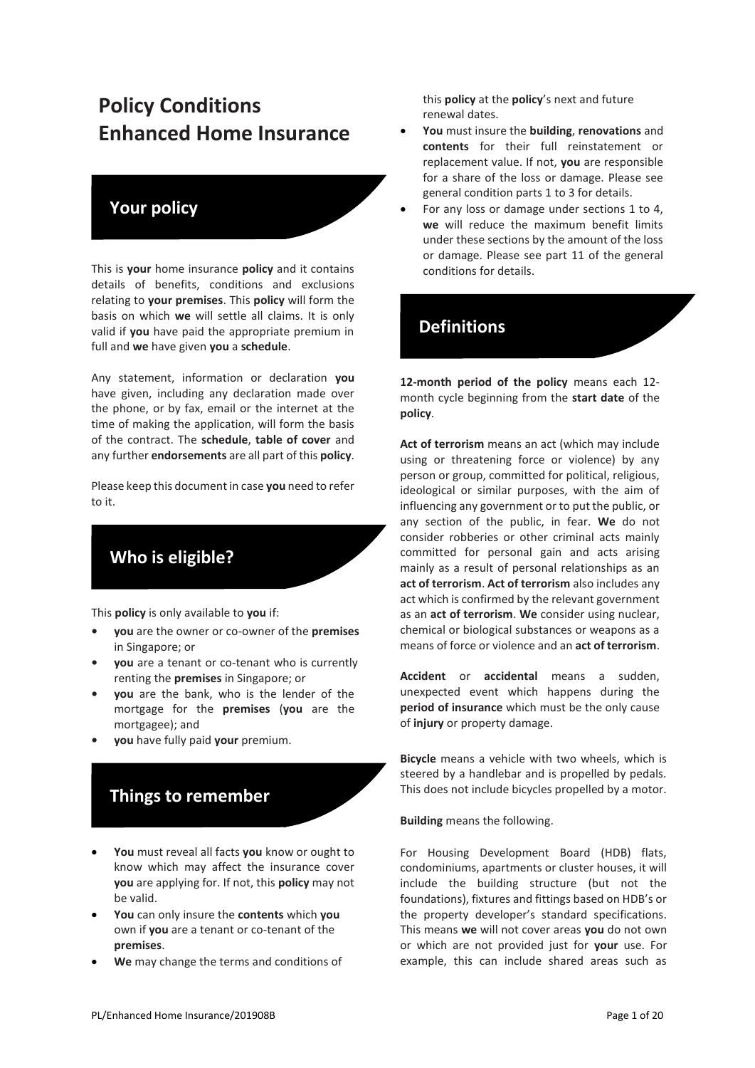# Policy Conditions Enhanced Home Insurance

## Your policy

This is **your** home insurance **policy** and it contains details of benefits, conditions and exclusions relating to **your premises**. This **policy** will form the basis on which **we** will settle all claims. It is only valid if **you** have paid the appropriate premium in full and **we** have given **you** a **schedule**.

Any statement, information or declaration **you** have given, including any declaration made over the phone, or by fax, email or the internet at the time of making the application, will form the basis of the contract. The **schedule**, **table of cover** and any further **endorsements** are all part of this **policy**.

Please keep this document in case **you** need to refer to it.

## Who is eligible?

This **policy** is only available to **you** if:

- **you** are the owner or co-owner of the **premises** in Singapore; or
- **you** are a tenant or co-tenant who is currently renting the **premises** in Singapore; or
- **you** are the bank, who is the lender of the mortgage for the **premises** (**you** are the mortgagee); and
- **you** have fully paid **your** premium.

## Things to remember

- **You** must reveal all facts **you** know or ought to know which may affect the insurance cover **you** are applying for. If not, this **policy** may not be valid.
- **You** can only insure the **contents** which **you** own if **you** are a tenant or co-tenant of the **premises**.
- **We** may change the terms and conditions of this **policy** at the **policy**'s next and future renewal dates.
- **You** must insure the **building**, **renovations** and **contents** for their full reinstatement or replacement value. If not, **you** are responsible for a share of the loss or damage. Please see general condition parts 1 to 3 for details.
- For any loss or damage under sections 1 to 4, **we** will reduce the maximum benefit limits under these sections by the amount of the loss or damage. Please see part 11 of the general conditions for details.

## Definitions

**12-month period of the policy** means each 12-month cycle beginning from the **start date** of the **policy**.

**Act of terrorism** means an act (which may include using or threatening force or violence) by any person or group, committed for political, religious, ideological or similar purposes, with the aim of influencing any government or to put the public, or any section of the public, in fear. **We** do not consider robberies or other criminal acts mainly committed for personal gain and acts arising mainly as a result of personal relationships as an **act of terrorism**. **Act of terrorism** also includes any act which is confirmed by the relevant government as an **act of terrorism**. **We** consider using nuclear, chemical or biological substances or weapons as a means of force or violence and an **act of terrorism**.

**Accident** or **accidental** means a sudden, unexpected event which happens during the **period of insurance** which must be the only cause of **injury** or property damage.

**Bicycle** means a vehicle with two wheels, which is steered by a handlebar and is propelled by pedals. This does not include bicycles propelled by a motor.

**Building** means the following.

For Housing Development Board (HDB) flats, condominiums, apartments or cluster houses, it will include the building structure (but not the foundations), fixtures and fittings based on HDB's or the property developer's standard specifications. This means **we** will not cover areas **you** do not own or which are not provided just for **your** use. For example, this can include shared areas such as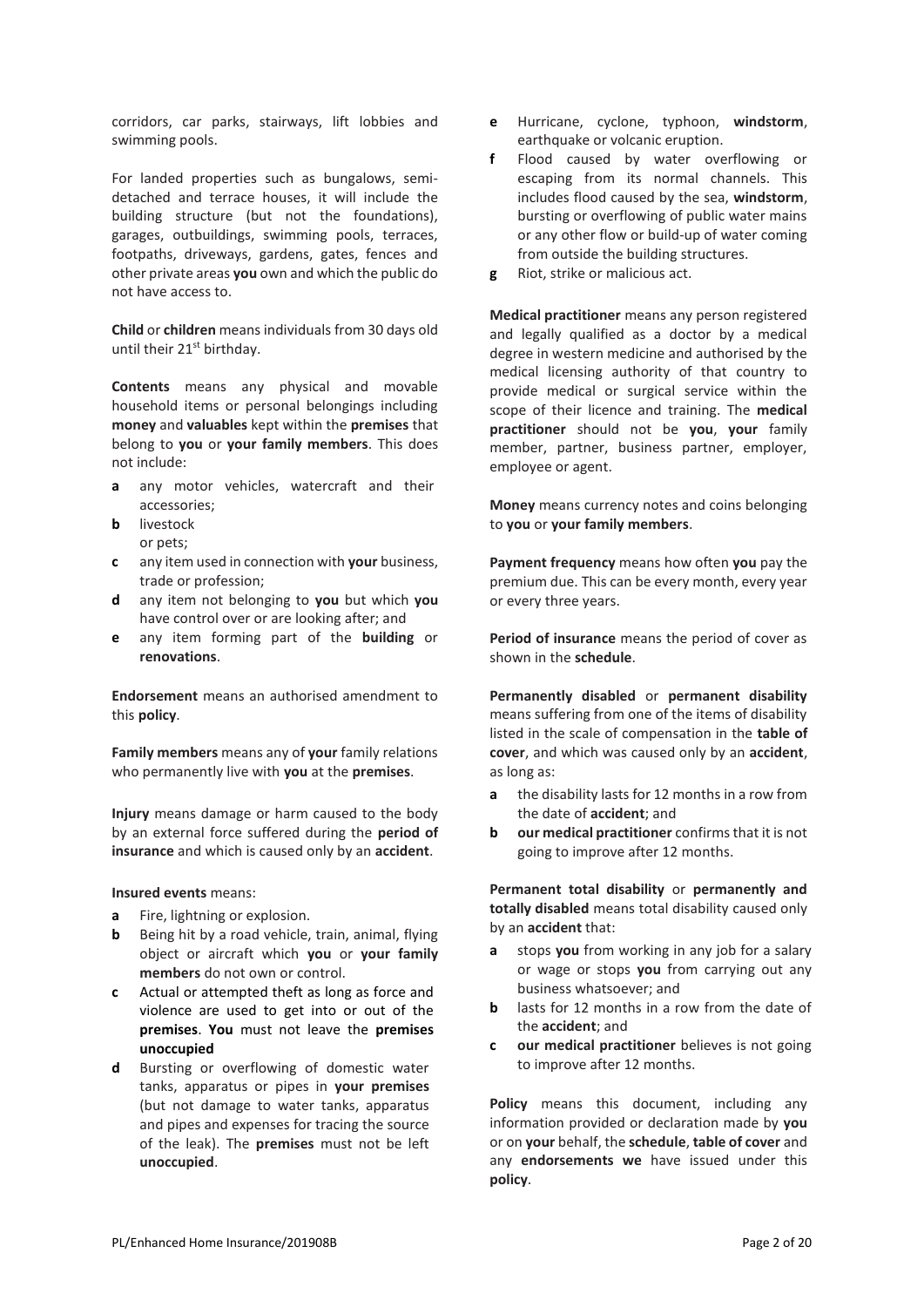corridors, car parks, stairways, lift lobbies and swimming pools.

For landed properties such as bungalows, semi-detached and terrace houses, it will include the building structure (but not the foundations), garages, outbuildings, swimming pools, terraces, footpaths, driveways, gardens, gates, fences and other private areas **you** own and which the public do not have access to.

**Child** or **children** means individuals from 30 days old until their 21st birthday.

**Contents** means any physical and movable household items or personal belongings including **money** and **valuables** kept within the **premises** that belong to **you** or **your family members**. This does not include:

- **a** any motor vehicles, watercraft and their accessories;
- **b** livestock or pets;
- **c** any item used in connection with **your** business, trade or profession;
- **d** any item not belonging to **you** but which **you** have control over or are looking after; and
- **e** any item forming part of the **building** or **renovations**.

**Endorsement** means an authorised amendment to this **policy**.

**Family members** means any of **your** family relations who permanently live with **you** at the **premises**.

**Injury** means damage or harm caused to the body by an external force suffered during the **period of insurance** and which is caused only by an **accident**.

**Insured events** means:

- **a** Fire, lightning or explosion.
- **b** Being hit by a road vehicle, train, animal, flying object or aircraft which **you** or **your family members** do not own or control.
- **c** Actual or attempted theft as long as force and violence are used to get into or out of the **premises**. **You** must not leave the **premises unoccupied**
- **d** Bursting or overflowing of domestic water tanks, apparatus or pipes in **your premises** (but not damage to water tanks, apparatus and pipes and expenses for tracing the source of the leak). The **premises** must not be left **unoccupied**.
- **e** Hurricane, cyclone, typhoon, **windstorm**, earthquake or volcanic eruption.
- **f** Flood caused by water overflowing or escaping from its normal channels. This includes flood caused by the sea, **windstorm**, bursting or overflowing of public water mains or any other flow or build-up of water coming from outside the building structures.
- **g** Riot, strike or malicious act.

**Medical practitioner** means any person registered and legally qualified as a doctor by a medical degree in western medicine and authorised by the medical licensing authority of that country to provide medical or surgical service within the scope of their licence and training. The **medical practitioner** should not be **you**, **your** family member, partner, business partner, employer, employee or agent.

**Money** means currency notes and coins belonging to **you** or **your family members**.

**Payment frequency** means how often **you** pay the premium due. This can be every month, every year or every three years.

**Period of insurance** means the period of cover as shown in the **schedule**.

**Permanently disabled** or **permanent disability** means suffering from one of the items of disability listed in the scale of compensation in the **table of cover**, and which was caused only by an **accident**, as long as:

- **a** the disability lasts for 12 months in a row from the date of **accident**; and
- **b** **our medical practitioner** confirms that it is not going to improve after 12 months.

**Permanent total disability** or **permanently and totally disabled** means total disability caused only by an **accident** that:

- **a** stops **you** from working in any job for a salary or wage or stops **you** from carrying out any business whatsoever; and
- **b** lasts for 12 months in a row from the date of the **accident**; and
- **c** **our medical practitioner** believes is not going to improve after 12 months.

**Policy** means this document, including any information provided or declaration made by **you** or on **your** behalf, the **schedule**, **table of cover** and any **endorsements we** have issued under this **policy**.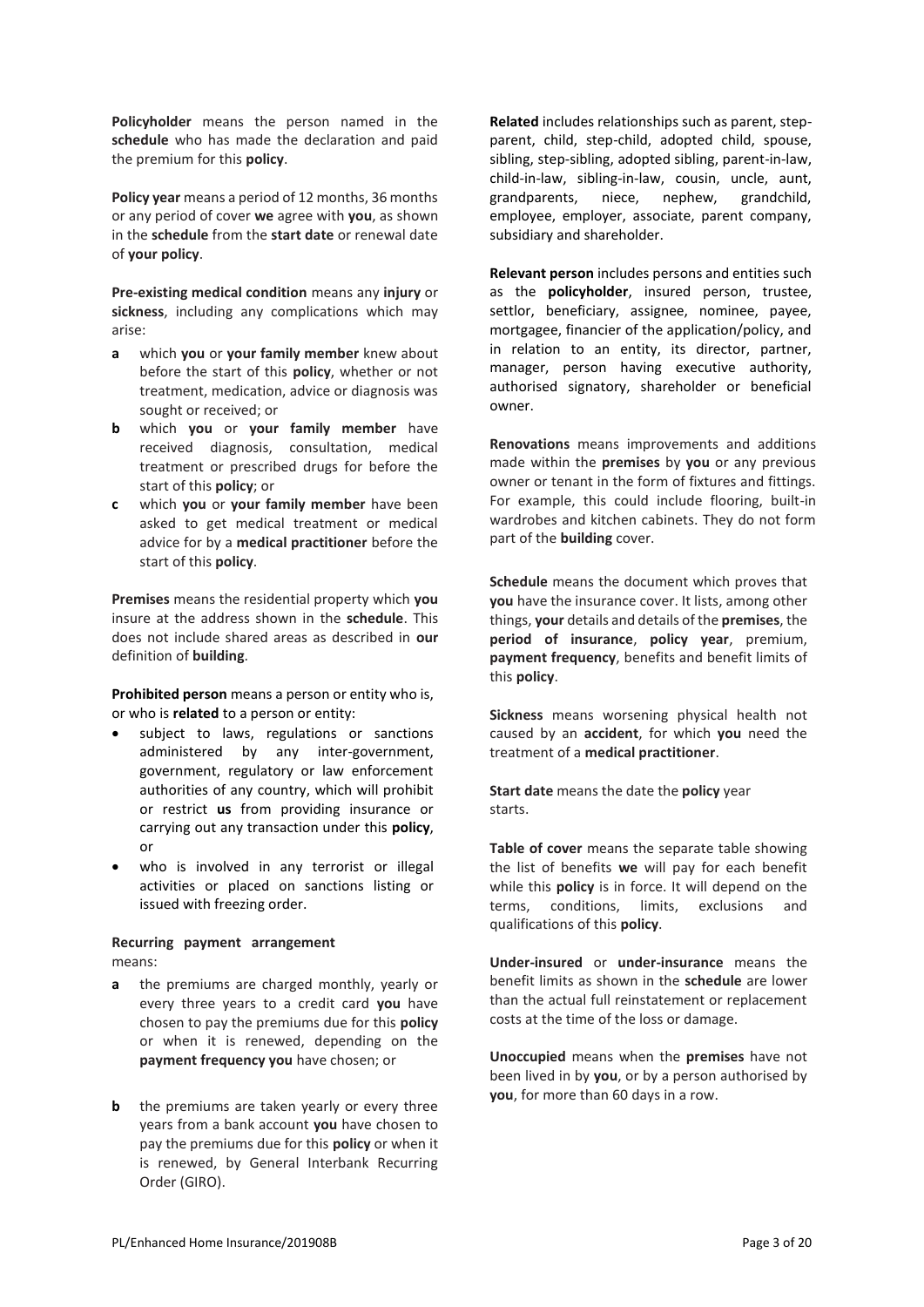**Policyholder** means the person named in the **schedule** who has made the declaration and paid the premium for this **policy**.

**Policy year** means a period of 12 months, 36 months or any period of cover **we** agree with **you**, as shown in the **schedule** from the **start date** or renewal date of **your policy**.

**Pre-existing medical condition** means any **injury** or **sickness**, including any complications which may arise:

- **a** which **you** or **your family member** knew about before the start of this **policy**, whether or not treatment, medication, advice or diagnosis was sought or received; or
- **b** which **you** or **your family member** have received diagnosis, consultation, medical treatment or prescribed drugs for before the start of this **policy**; or
- **c** which **you** or **your family member** have been asked to get medical treatment or medical advice for by a **medical practitioner** before the start of this **policy**.

**Premises** means the residential property which **you** insure at the address shown in the **schedule**. This does not include shared areas as described in **our** definition of **building**.

**Prohibited person** means a person or entity who is, or who is **related** to a person or entity:

- subject to laws, regulations or sanctions administered by any inter-government, government, regulatory or law enforcement authorities of any country, which will prohibit or restrict **us** from providing insurance or carrying out any transaction under this **policy**, or
- who is involved in any terrorist or illegal activities or placed on sanctions listing or issued with freezing order.

**Recurring payment arrangement** means:

- **a** the premiums are charged monthly, yearly or every three years to a credit card **you** have chosen to pay the premiums due for this **policy** or when it is renewed, depending on the **payment frequency you** have chosen; or
- **b** the premiums are taken yearly or every three years from a bank account **you** have chosen to pay the premiums due for this **policy** or when it is renewed, by General Interbank Recurring Order (GIRO).

**Related** includes relationships such as parent, step-parent, child, step-child, adopted child, spouse, sibling, step-sibling, adopted sibling, parent-in-law, child-in-law, sibling-in-law, cousin, uncle, aunt, grandparents, niece, nephew, grandchild, employee, employer, associate, parent company, subsidiary and shareholder.

**Relevant person** includes persons and entities such as the **policyholder**, insured person, trustee, settlor, beneficiary, assignee, nominee, payee, mortgagee, financier of the application/policy, and in relation to an entity, its director, partner, manager, person having executive authority, authorised signatory, shareholder or beneficial owner.

**Renovations** means improvements and additions made within the **premises** by **you** or any previous owner or tenant in the form of fixtures and fittings. For example, this could include flooring, built-in wardrobes and kitchen cabinets. They do not form part of the **building** cover.

**Schedule** means the document which proves that **you** have the insurance cover. It lists, among other things, **your** details and details of the **premises**, the **period of insurance**, **policy year**, premium, **payment frequency**, benefits and benefit limits of this **policy**.

**Sickness** means worsening physical health not caused by an **accident**, for which **you** need the treatment of a **medical practitioner**.

**Start date** means the date the **policy** year starts.

**Table of cover** means the separate table showing the list of benefits **we** will pay for each benefit while this **policy** is in force. It will depend on the terms, conditions, limits, exclusions and qualifications of this **policy**.

**Under-insured** or **under-insurance** means the benefit limits as shown in the **schedule** are lower than the actual full reinstatement or replacement costs at the time of the loss or damage.

**Unoccupied** means when the **premises** have not been lived in by **you**, or by a person authorised by **you**, for more than 60 days in a row.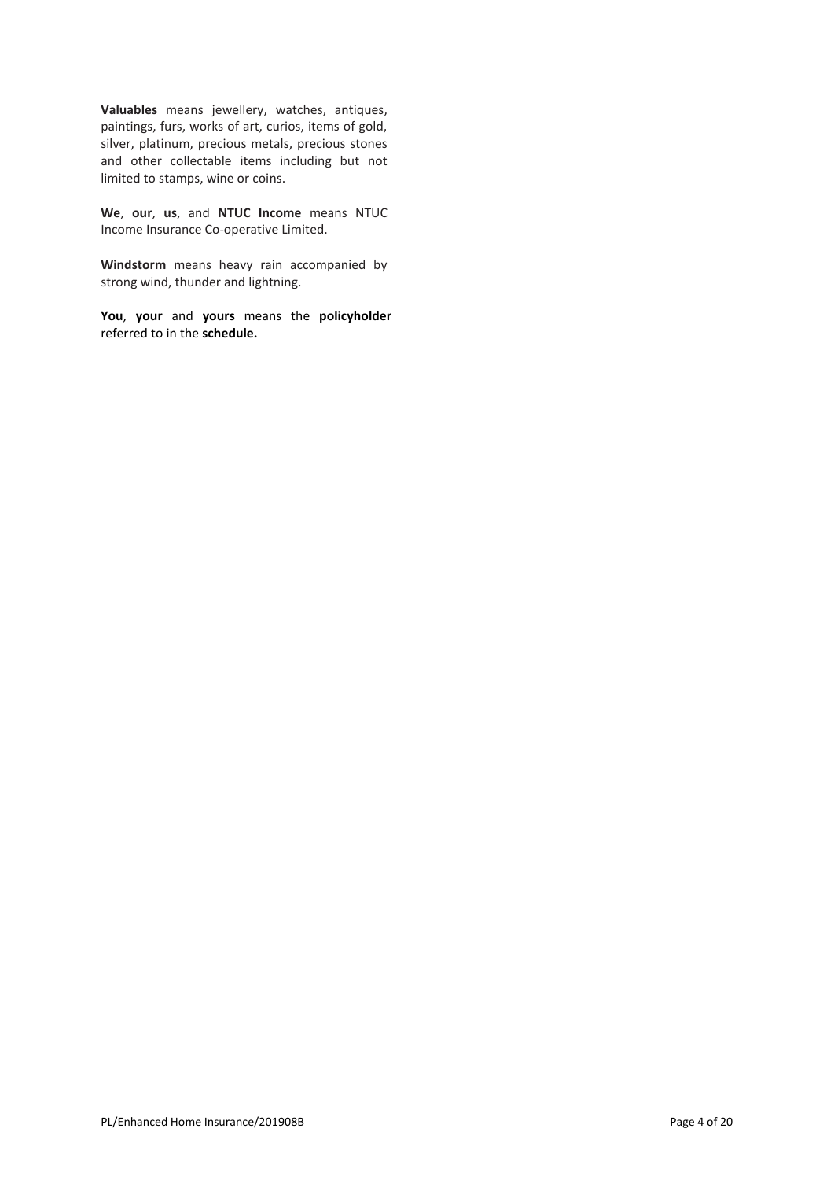**Valuables** means jewellery, watches, antiques, paintings, furs, works of art, curios, items of gold, silver, platinum, precious metals, precious stones and other collectable items including but not limited to stamps, wine or coins.

**We**, **our**, **us**, and **NTUC Income** means NTUC Income Insurance Co-operative Limited.

**Windstorm** means heavy rain accompanied by strong wind, thunder and lightning.

**You**, **your** and **yours** means the **policyholder** referred to in the **schedule.**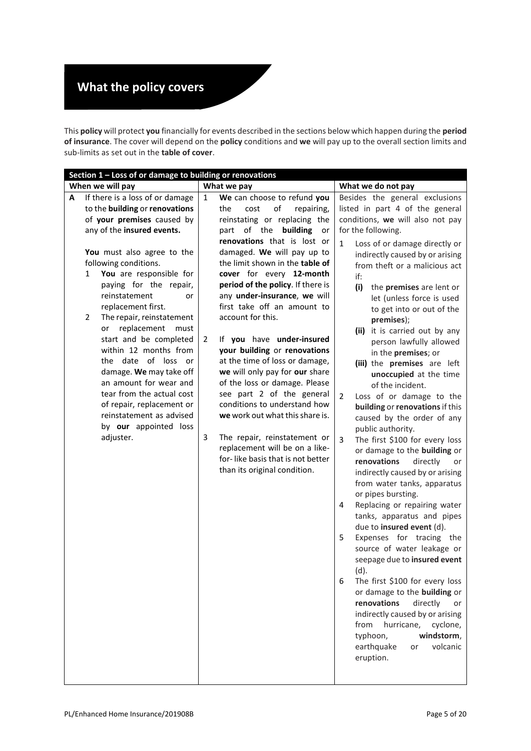# What the policy covers

This **policy** will protect **you** financially for events described in the sections below which happen during the **period of insurance**. The cover will depend on the **policy** conditions and **we** will pay up to the overall section limits and sub-limits as set out in the **table of cover**.

| Section 1 – Loss of or damage to building or renovations | | |
|---|---|---|
| **When we will pay** | **What we pay** | **What we do not pay** |
| **A** If there is a loss of or damage to the **building** or **renovations** of **your premises** caused by any of the **insured events.**<br><br>**You** must also agree to the following conditions.<br>1 **You** are responsible for paying for the repair, reinstatement or replacement first.<br>2 The repair, reinstatement or replacement must start and be completed within 12 months from the date of loss or damage. **We** may take off an amount for wear and tear from the actual cost of repair, replacement or reinstatement as advised by **our** appointed loss adjuster. | 1 **We** can choose to refund **you** the cost of repairing, reinstating or replacing the part of the **building** or **renovations** that is lost or damaged. **We** will pay up to the limit shown in the **table of cover** for every **12-month period of the policy**. If there is any **under-insurance**, **we** will first take off an amount to account for this.<br><br>2 If **you** have **under-insured your building** or **renovations** at the time of loss or damage, **we** will only pay for **our** share of the loss or damage. Please see part 2 of the general conditions to understand how **we** work out what this share is.<br><br>3 The repair, reinstatement or replacement will be on a like-for-like basis that is not better than its original condition. | Besides the general exclusions listed in part 4 of the general conditions, **we** will also not pay for the following.<br><br>1 Loss of or damage directly or indirectly caused by or arising from theft or a malicious act if:<br>**(i)** the **premises** are lent or let (unless force is used to get into or out of the **premises**);<br>**(ii)** it is carried out by any person lawfully allowed in the **premises**; or<br>**(iii)** the **premises** are left **unoccupied** at the time of the incident.<br>2 Loss of or damage to the **building** or **renovations** if this caused by the order of any public authority.<br>3 The first $100 for every loss or damage to the **building** or **renovations** directly or indirectly caused by or arising from water tanks, apparatus or pipes bursting.<br>4 Replacing or repairing water tanks, apparatus and pipes due to **insured event** (d).<br>5 Expenses for tracing the source of water leakage or seepage due to **insured event** (d).<br>6 The first $100 for every loss or damage to the **building** or **renovations** directly or indirectly caused by or arising from hurricane, cyclone, typhoon, **windstorm**, earthquake or volcanic eruption. |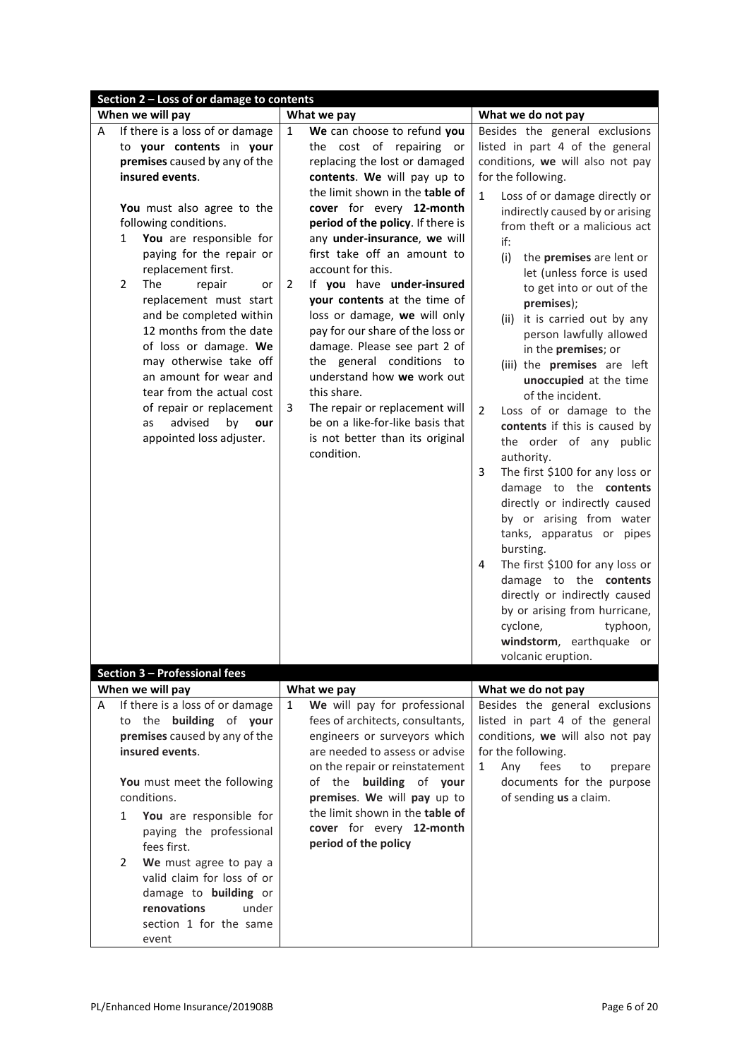## Section 2 – Loss of or damage to contents

| When we will pay | What we pay | What we do not pay |
|---|---|---|
| A If there is a loss of or damage to **your contents** in **your premises** caused by any of the **insured events**.<br><br>**You** must also agree to the following conditions.<br>1 **You** are responsible for paying for the repair or replacement first.<br>2 The repair or replacement must start and be completed within 12 months from the date of loss or damage. **We** may otherwise take off an amount for wear and tear from the actual cost of repair or replacement as advised by **our** appointed loss adjuster. | 1 **We** can choose to refund **you** the cost of repairing or replacing the lost or damaged **contents**. **We** will pay up to the limit shown in the **table of cover** for every **12-month period of the policy**. If there is any **under-insurance**, **we** will first take off an amount to account for this.<br>2 If **you** have **under-insured your contents** at the time of loss or damage, **we** will only pay for our share of the loss or damage. Please see part 2 of the general conditions to understand how **we** work out this share.<br>3 The repair or replacement will be on a like-for-like basis that is not better than its original condition. | Besides the general exclusions listed in part 4 of the general conditions, **we** will also not pay for the following.<br>1 Loss of or damage directly or indirectly caused by or arising from theft or a malicious act if:<br>(i) the **premises** are lent or let (unless force is used to get into or out of the **premises**);<br>(ii) it is carried out by any person lawfully allowed in the **premises**; or<br>(iii) the **premises** are left **unoccupied** at the time of the incident.<br>2 Loss of or damage to the **contents** if this is caused by the order of any public authority.<br>3 The first $100 for any loss or damage to the **contents** directly or indirectly caused by or arising from water tanks, apparatus or pipes bursting.<br>4 The first $100 for any loss or damage to the **contents** directly or indirectly caused by or arising from hurricane, cyclone, typhoon, **windstorm**, earthquake or volcanic eruption. |

## Section 3 – Professional fees

| When we will pay | What we pay | What we do not pay |
|---|---|---|
| A If there is a loss of or damage to the **building** of **your premises** caused by any of the **insured events**.<br><br>**You** must meet the following conditions.<br>1 **You** are responsible for paying the professional fees first.<br>2 **We** must agree to pay a valid claim for loss of or damage to **building** or **renovations** under section 1 for the same event | 1 **We** will pay for professional fees of architects, consultants, engineers or surveyors which are needed to assess or advise on the repair or reinstatement of the **building** of **your premises**. **We** will **pay** up to the limit shown in the **table of cover** for every **12-month period of the policy** | Besides the general exclusions listed in part 4 of the general conditions, **we** will also not pay for the following.<br>1 Any fees to prepare documents for the purpose of sending **us** a claim. |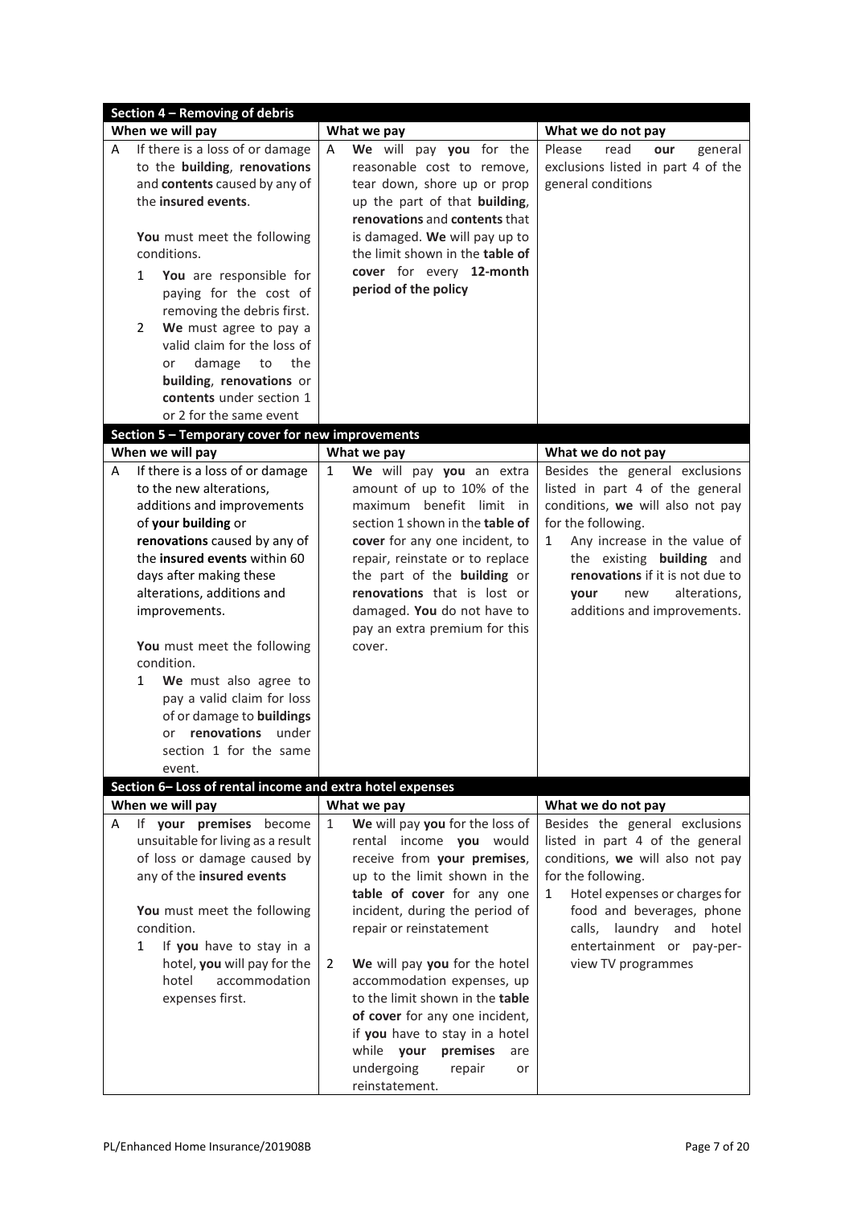## Section 4 – Removing of debris

| When we will pay | What we pay | What we do not pay |
| --- | --- | --- |
| A If there is a loss of or damage to the **building**, **renovations** and **contents** caused by any of the **insured events**.<br><br>**You** must meet the following conditions.<br>1 **You** are responsible for paying for the cost of removing the debris first.<br>2 **We** must agree to pay a valid claim for the loss of or damage to the **building**, **renovations** or **contents** under section 1 or 2 for the same event | A **We** will pay **you** for the reasonable cost to remove, tear down, shore up or prop up the part of that **building**, **renovations** and **contents** that is damaged. **We** will pay up to the limit shown in the **table of cover** for every **12-month period of the policy** | Please read **our** general exclusions listed in part 4 of the general conditions |

## Section 5 – Temporary cover for new improvements

| When we will pay | What we pay | What we do not pay |
| --- | --- | --- |
| A If there is a loss of or damage to the new alterations, additions and improvements of **your building** or **renovations** caused by any of the **insured events** within 60 days after making these alterations, additions and improvements.<br><br>**You** must meet the following condition.<br>1 **We** must also agree to pay a valid claim for loss of or damage to **buildings** or **renovations** under section 1 for the same event. | 1 **We** will pay **you** an extra amount of up to 10% of the maximum benefit limit in section 1 shown in the **table of cover** for any one incident, to repair, reinstate or to replace the part of the **building** or **renovations** that is lost or damaged. **You** do not have to pay an extra premium for this cover. | Besides the general exclusions listed in part 4 of the general conditions, **we** will also not pay for the following.<br>1 Any increase in the value of the existing **building** and **renovations** if it is not due to **your** new alterations, additions and improvements. |

## Section 6– Loss of rental income and extra hotel expenses

| When we will pay | What we pay | What we do not pay |
| --- | --- | --- |
| A If **your premises** become unsuitable for living as a result of loss or damage caused by any of the **insured events**<br><br>**You** must meet the following condition.<br>1 If **you** have to stay in a hotel, **you** will pay for the hotel accommodation expenses first. | 1 **We** will pay **you** for the loss of rental income **you** would receive from **your premises**, up to the limit shown in the **table of cover** for any one incident, during the period of repair or reinstatement<br><br>2 **We** will pay **you** for the hotel accommodation expenses, up to the limit shown in the **table of cover** for any one incident, if **you** have to stay in a hotel while **your premises** are undergoing repair or reinstatement. | Besides the general exclusions listed in part 4 of the general conditions, **we** will also not pay for the following.<br>1 Hotel expenses or charges for food and beverages, phone calls, laundry and hotel entertainment or pay-per-view TV programmes |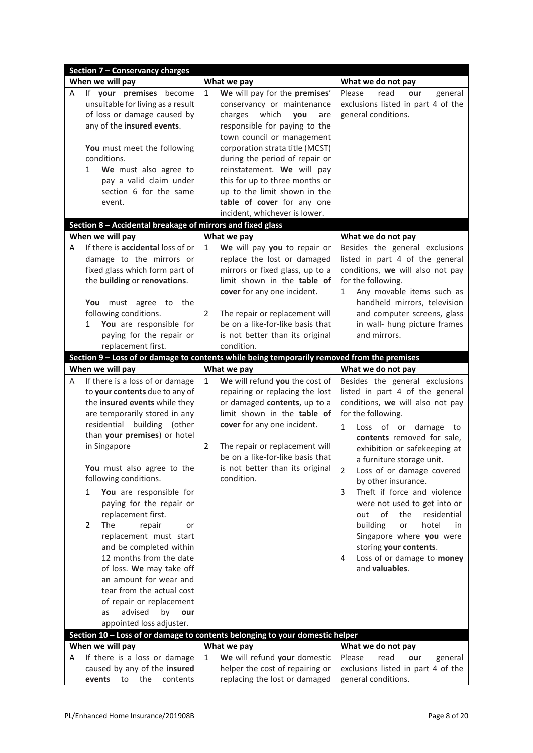## Section 7 – Conservancy charges

| When we will pay | What we pay | What we do not pay |
|---|---|---|
| A If **your premises** become unsuitable for living as a result of loss or damage caused by any of the **insured events**.<br><br>**You** must meet the following conditions.<br>1 **We** must also agree to pay a valid claim under section 6 for the same event. | 1 **We** will pay for the **premises**' conservancy or maintenance charges which **you** are responsible for paying to the town council or management corporation strata title (MCST) during the period of repair or reinstatement. **We** will pay this for up to three months or up to the limit shown in the **table of cover** for any one incident, whichever is lower. | Please read **our** general exclusions listed in part 4 of the general conditions. |

## Section 8 – Accidental breakage of mirrors and fixed glass

| When we will pay | What we pay | What we do not pay |
|---|---|---|
| A If there is **accidental** loss of or damage to the mirrors or fixed glass which form part of the **building** or **renovations**.<br><br>**You** must agree to the following conditions.<br>1 **You** are responsible for paying for the repair or replacement first. | 1 **We** will pay **you** to repair or replace the lost or damaged mirrors or fixed glass, up to a limit shown in the **table of cover** for any one incident.<br><br>2 The repair or replacement will be on a like-for-like basis that is not better than its original condition. | Besides the general exclusions listed in part 4 of the general conditions, **we** will also not pay for the following.<br>1 Any movable items such as handheld mirrors, television and computer screens, glass in wall- hung picture frames and mirrors. |

## Section 9 – Loss of or damage to contents while being temporarily removed from the premises

| When we will pay | What we pay | What we do not pay |
|---|---|---|
| A If there is a loss of or damage to **your contents** due to any of the **insured events** while they are temporarily stored in any residential building (other than **your premises**) or hotel in Singapore<br><br>**You** must also agree to the following conditions.<br>1 **You** are responsible for paying for the repair or replacement first.<br>2 The repair or replacement must start and be completed within 12 months from the date of loss. **We** may take off an amount for wear and tear from the actual cost of repair or replacement as advised by **our** appointed loss adjuster. | 1 **We** will refund **you** the cost of repairing or replacing the lost or damaged **contents**, up to a limit shown in the **table of cover** for any one incident.<br><br>2 The repair or replacement will be on a like-for-like basis that is not better than its original condition. | Besides the general exclusions listed in part 4 of the general conditions, **we** will also not pay for the following.<br>1 Loss of or damage to **contents** removed for sale, exhibition or safekeeping at a furniture storage unit.<br>2 Loss of or damage covered by other insurance.<br>3 Theft if force and violence were not used to get into or out of the residential building or hotel in Singapore where **you** were storing **your contents**.<br>4 Loss of or damage to **money** and **valuables**. |

## Section 10 – Loss of or damage to contents belonging to your domestic helper

| When we will pay | What we pay | What we do not pay |
|---|---|---|
| A If there is a loss or damage caused by any of the **insured events** to the contents | 1 **We** will refund **your** domestic helper the cost of repairing or replacing the lost or damaged | Please read **our** general exclusions listed in part 4 of the general conditions. |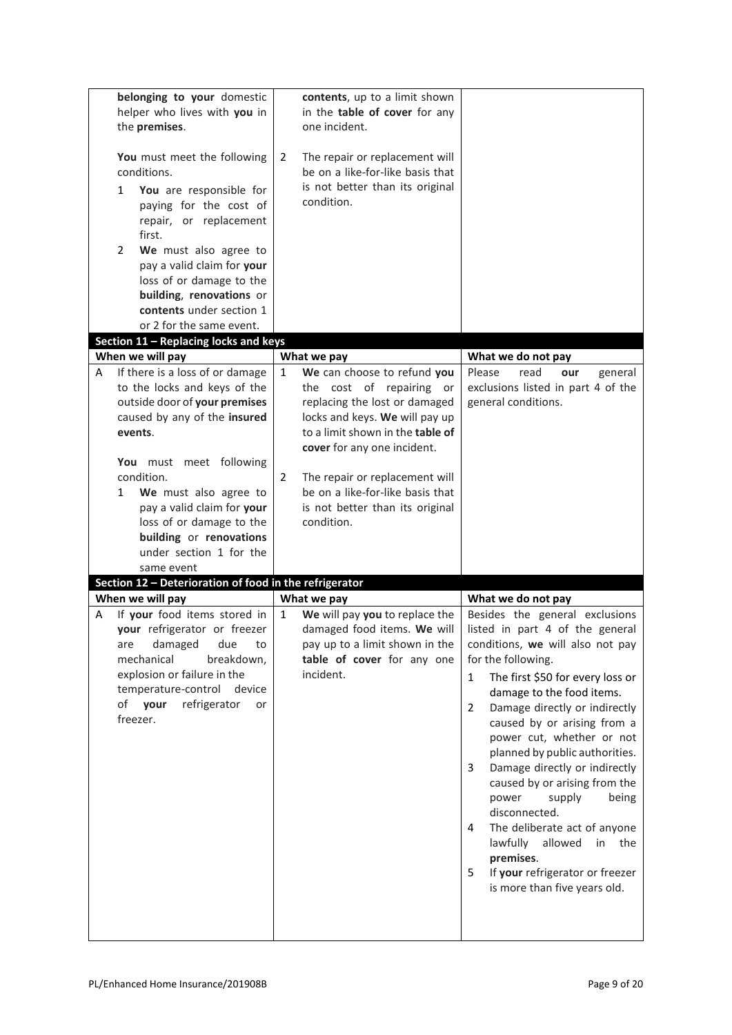| | | |
|---|---|---|
| belonging to **your** domestic helper who lives with **you** in the **premises**.<br><br>**You** must meet the following conditions.<br>1 **You** are responsible for paying for the cost of repair, or replacement first.<br>2 **We** must also agree to pay a valid claim for **your** loss of or damage to the **building**, **renovations** or **contents** under section 1 or 2 for the same event. | **contents**, up to a limit shown in the **table of cover** for any one incident.<br><br>2 The repair or replacement will be on a like-for-like basis that is not better than its original condition. | |

**Section 11 – Replacing locks and keys**

| When we will pay | What we pay | What we do not pay |
|---|---|---|
| A If there is a loss of or damage to the locks and keys of the outside door of **your premises** caused by any of the **insured events**.<br><br>**You** must meet following condition.<br>1 **We** must also agree to pay a valid claim for **your** loss of or damage to the **building** or **renovations** under section 1 for the same event | 1 **We** can choose to refund **you** the cost of repairing or replacing the lost or damaged locks and keys. **We** will pay up to a limit shown in the **table of cover** for any one incident.<br><br>2 The repair or replacement will be on a like-for-like basis that is not better than its original condition. | Please read **our** general exclusions listed in part 4 of the general conditions. |

**Section 12 – Deterioration of food in the refrigerator**

| When we will pay | What we pay | What we do not pay |
|---|---|---|
| A If **your** food items stored in **your** refrigerator or freezer are damaged due to mechanical breakdown, explosion or failure in the temperature-control device of **your** refrigerator or freezer. | 1 **We** will pay **you** to replace the damaged food items. **We** will pay up to a limit shown in the **table of cover** for any one incident. | Besides the general exclusions listed in part 4 of the general conditions, **we** will also not pay for the following.<br>1 The first $50 for every loss or damage to the food items.<br>2 Damage directly or indirectly caused by or arising from a power cut, whether or not planned by public authorities.<br>3 Damage directly or indirectly caused by or arising from the power supply being disconnected.<br>4 The deliberate act of anyone lawfully allowed in the **premises**.<br>5 If **your** refrigerator or freezer is more than five years old. |

PL/Enhanced Home Insurance/201908B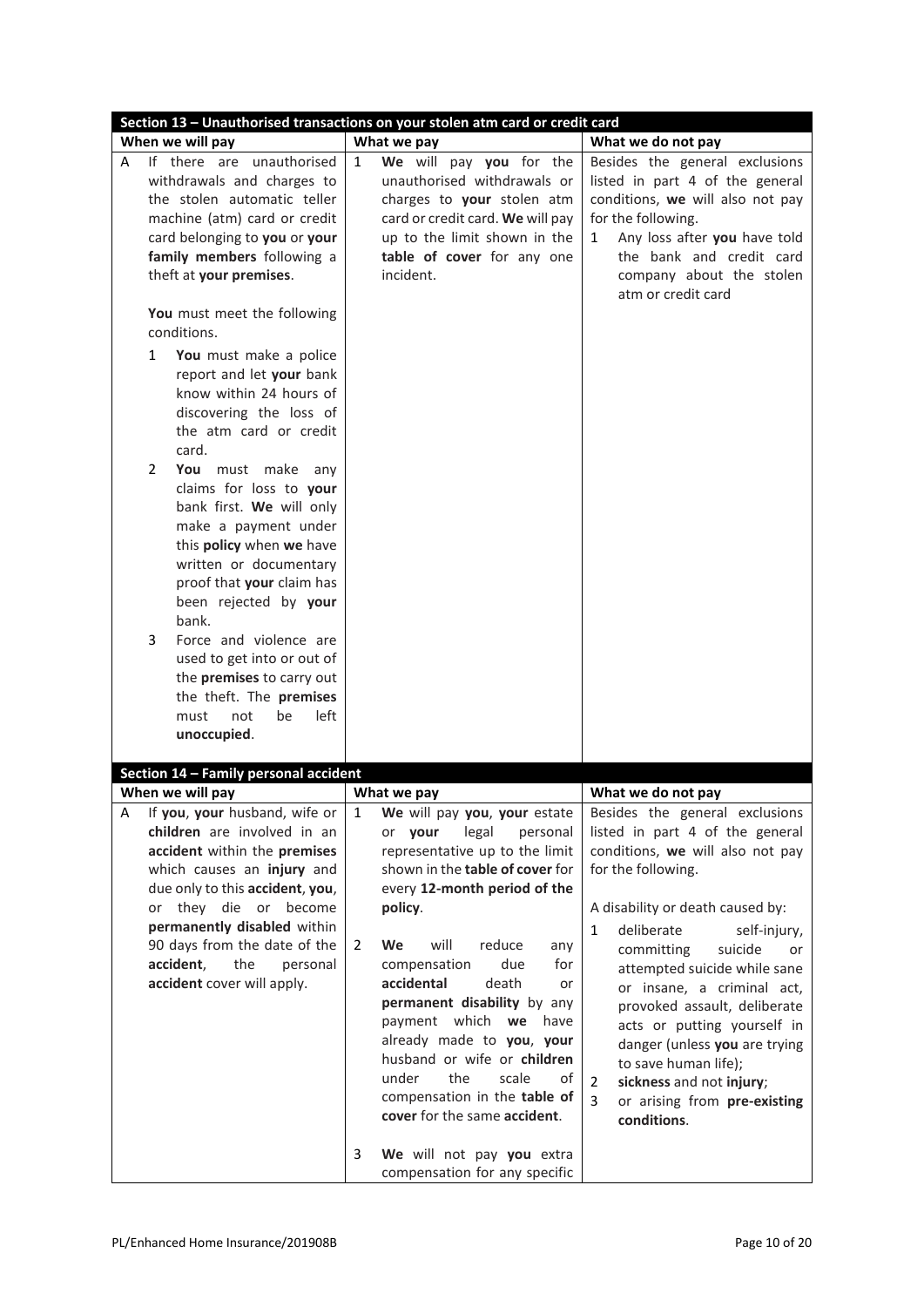## Section 13 – Unauthorised transactions on your stolen atm card or credit card

| When we will pay | What we pay | What we do not pay |
|---|---|---|
| A If there are unauthorised withdrawals and charges to the stolen automatic teller machine (atm) card or credit card belonging to **you** or **your family members** following a theft at **your premises**.<br><br>**You** must meet the following conditions.<br><br>1 **You** must make a police report and let **your** bank know within 24 hours of discovering the loss of the atm card or credit card.<br>2 **You** must make any claims for loss to **your** bank first. **We** will only make a payment under this **policy** when **we** have written or documentary proof that **your** claim has been rejected by **your** bank.<br>3 Force and violence are used to get into or out of the **premises** to carry out the theft. The **premises** must not be left **unoccupied**. | 1 **We** will pay **you** for the unauthorised withdrawals or charges to **your** stolen atm card or credit card. **We** will pay up to the limit shown in the **table of cover** for any one incident. | Besides the general exclusions listed in part 4 of the general conditions, **we** will also not pay for the following.<br>1 Any loss after **you** have told the bank and credit card company about the stolen atm or credit card |

## Section 14 – Family personal accident

| When we will pay | What we pay | What we do not pay |
|---|---|---|
| A If **you**, **your** husband, wife or **children** are involved in an **accident** within the **premises** which causes an **injury** and due only to this **accident**, **you**, or they die or become **permanently disabled** within 90 days from the date of the **accident**, the **personal accident** cover will apply. | 1 **We** will pay **you**, **your** estate or **your** legal personal representative up to the limit shown in the **table of cover** for every **12-month period of the policy**.<br><br>2 **We** will reduce any compensation due for **accidental** death or **permanent disability** by any payment which **we** have already made to **you**, **your** husband or wife or **children** under the scale of compensation in the **table of cover** for the same **accident**.<br><br>3 **We** will not pay **you** extra compensation for any specific | Besides the general exclusions listed in part 4 of the general conditions, **we** will also not pay for the following.<br><br>A disability or death caused by:<br>1 deliberate self-injury, committing suicide or attempted suicide while sane or insane, a criminal act, provoked assault, deliberate acts or putting yourself in danger (unless **you** are trying to save human life);<br>2 **sickness** and not **injury**;<br>3 or arising from **pre-existing conditions**. |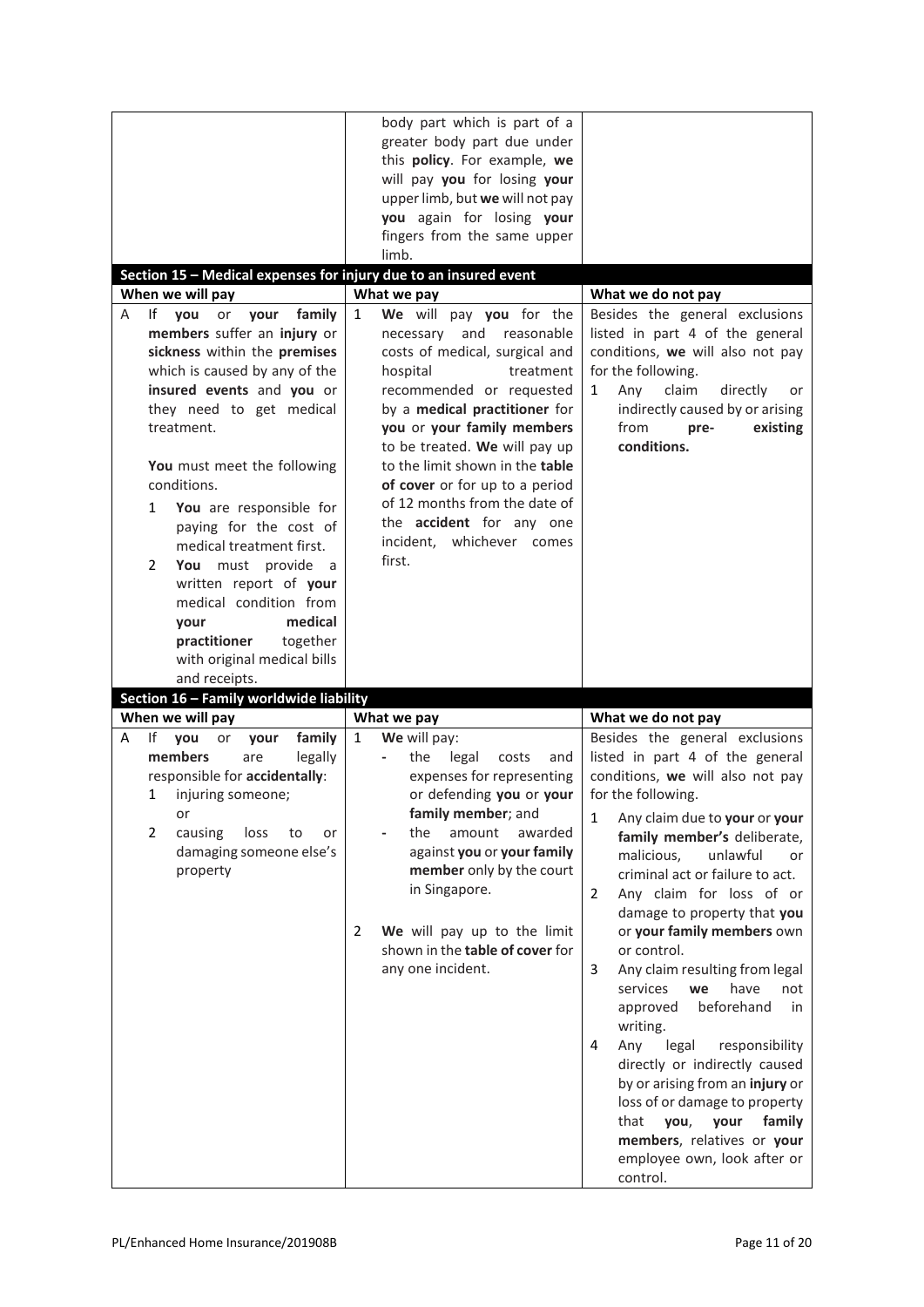| | | |
|---|---|---|
| | body part which is part of a greater body part due under this **policy**. For example, **we** will pay **you** for losing **your** upper limb, but **we** will not pay **you** again for losing **your** fingers from the same upper limb. | |

**Section 15 – Medical expenses for injury due to an insured event**

| When we will pay | What we pay | What we do not pay |
|---|---|---|
| A If **you** or **your family members** suffer an **injury** or **sickness** within the **premises** which is caused by any of the **insured events** and **you** or they need to get medical treatment.<br><br>**You** must meet the following conditions.<br>1 **You** are responsible for paying for the cost of medical treatment first.<br>2 **You** must provide a written report of **your** medical condition from **your medical practitioner** together with original medical bills and receipts. | 1 **We** will pay **you** for the necessary and reasonable costs of medical, surgical and hospital treatment recommended or requested by a **medical practitioner** for **you** or **your family members** to be treated. **We** will pay up to the limit shown in the **table of cover** or for up to a period of 12 months from the date of the **accident** for any one incident, whichever comes first. | Besides the general exclusions listed in part 4 of the general conditions, **we** will also not pay for the following.<br>1 Any claim directly or indirectly caused by or arising from **pre-existing conditions.** |

**Section 16 – Family worldwide liability**

| When we will pay | What we pay | What we do not pay |
|---|---|---|
| A If **you** or **your family members** are legally responsible for **accidentally**:<br>1 injuring someone;<br>or<br>2 causing loss to or damaging someone else's property | 1 **We** will pay:<br>- the legal costs and expenses for representing or defending **you** or **your family member**; and<br>- the amount awarded against **you** or **your family member** only by the court in Singapore.<br><br>2 **We** will pay up to the limit shown in the **table of cover** for any one incident. | Besides the general exclusions listed in part 4 of the general conditions, **we** will also not pay for the following.<br>1 Any claim due to **your** or **your family member's** deliberate, malicious, unlawful or criminal act or failure to act.<br>2 Any claim for loss of or damage to property that **you** or **your family members** own or control.<br>3 Any claim resulting from legal services **we** have not approved beforehand in writing.<br>4 Any legal responsibility directly or indirectly caused by or arising from an **injury** or loss of or damage to property that **you**, **your family members**, relatives or **your** employee own, look after or control. |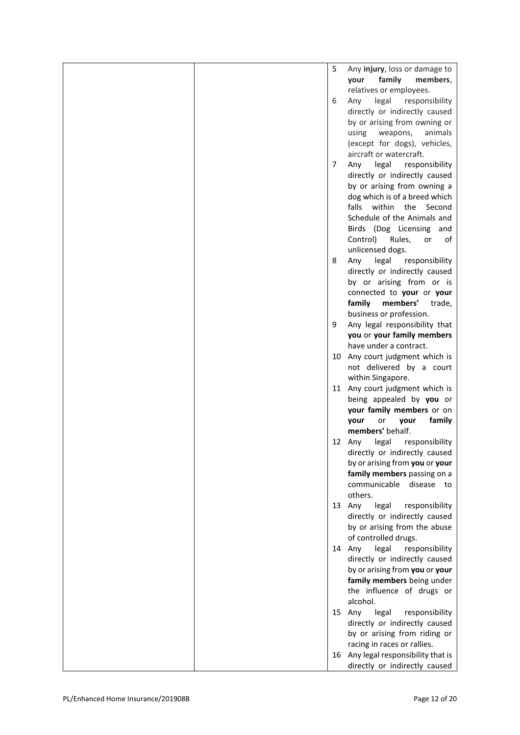| | | |
|---|---|---|
| | | 5 Any **injury**, loss or damage to **your family members**, relatives or employees.<br>6 Any legal responsibility directly or indirectly caused by or arising from owning or using weapons, animals (except for dogs), vehicles, aircraft or watercraft.<br>7 Any legal responsibility directly or indirectly caused by or arising from owning a dog which is of a breed which falls within the Second Schedule of the Animals and Birds (Dog Licensing and Control) Rules, or of unlicensed dogs.<br>8 Any legal responsibility directly or indirectly caused by or arising from or is connected to **your** or **your family members'** trade, business or profession.<br>9 Any legal responsibility that **you** or **your family members** have under a contract.<br>10 Any court judgment which is not delivered by a court within Singapore.<br>11 Any court judgment which is being appealed by **you** or **your family members** or on **your** or **your family members'** behalf.<br>12 Any legal responsibility directly or indirectly caused by or arising from **you** or **your family members** passing on a communicable disease to others.<br>13 Any legal responsibility directly or indirectly caused by or arising from the abuse of controlled drugs.<br>14 Any legal responsibility directly or indirectly caused by or arising from **you** or **your family members** being under the influence of drugs or alcohol.<br>15 Any legal responsibility directly or indirectly caused by or arising from riding or racing in races or rallies.<br>16 Any legal responsibility that is directly or indirectly caused |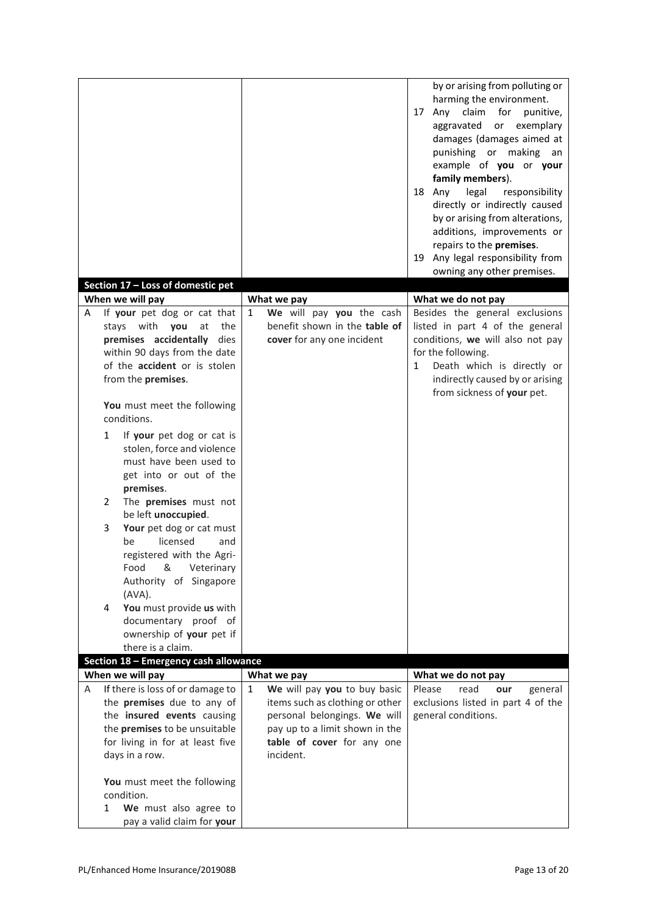| | | |
|---|---|---|
| | | by or arising from polluting or harming the environment.<br>17 Any claim for punitive, aggravated or exemplary damages (damages aimed at punishing or making an example of **you** or **your family members**).<br>18 Any legal responsibility directly or indirectly caused by or arising from alterations, additions, improvements or repairs to the **premises**.<br>19 Any legal responsibility from owning any other premises. |

**Section 17 – Loss of domestic pet**

| When we will pay | What we pay | What we do not pay |
|---|---|---|
| A If **your** pet dog or cat that stays with **you** at the **premises** **accidentally** dies within 90 days from the date of the **accident** or is stolen from the **premises**.<br><br>**You** must meet the following conditions.<br>1 If **your** pet dog or cat is stolen, force and violence must have been used to get into or out of the **premises**.<br>2 The **premises** must not be left **unoccupied**.<br>3 **Your** pet dog or cat must be licensed and registered with the Agri-Food & Veterinary Authority of Singapore (AVA).<br>4 **You** must provide **us** with documentary proof of ownership of **your** pet if there is a claim. | 1 **We** will pay **you** the cash benefit shown in the **table of cover** for any one incident | Besides the general exclusions listed in part 4 of the general conditions, **we** will also not pay for the following.<br>1 Death which is directly or indirectly caused by or arising from sickness of **your** pet. |

**Section 18 – Emergency cash allowance**

| When we will pay | What we pay | What we do not pay |
|---|---|---|
| A If there is loss of or damage to the **premises** due to any of the **insured events** causing the **premises** to be unsuitable for living in for at least five days in a row.<br><br>**You** must meet the following condition.<br>1 **We** must also agree to pay a valid claim for **your** | 1 **We** will pay **you** to buy basic items such as clothing or other personal belongings. **We** will pay up to a limit shown in the **table of cover** for any one incident. | Please read **our** general exclusions listed in part 4 of the general conditions. |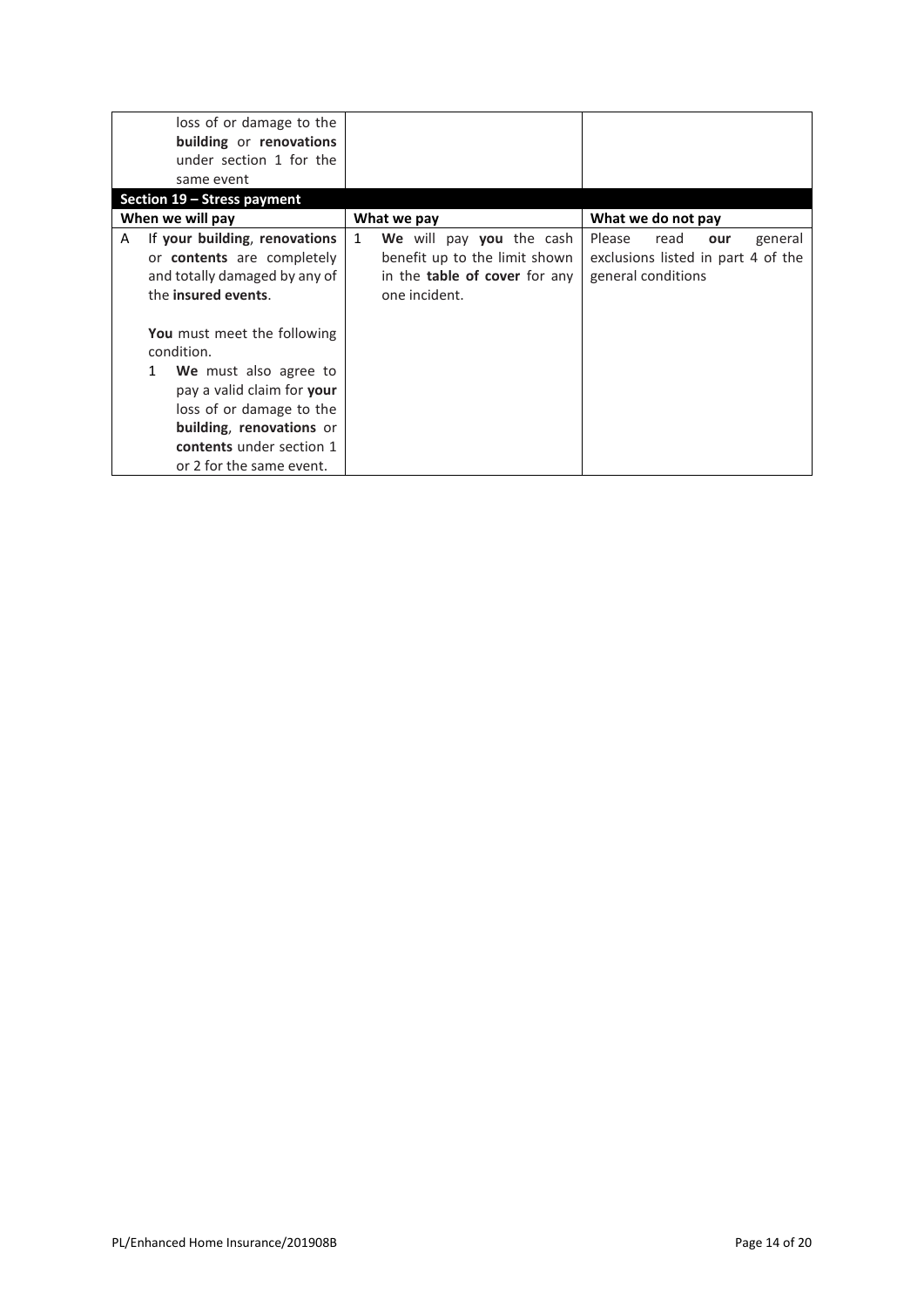| | | |
|---|---|---|
| loss of or damage to the **building** or **renovations** under section 1 for the same event | | |

**Section 19 – Stress payment**

| When we will pay | What we pay | What we do not pay |
|---|---|---|
| A If **your building**, **renovations** or **contents** are completely and totally damaged by any of the **insured events**.<br><br>**You** must meet the following condition.<br>1 **We** must also agree to pay a valid claim for **your** loss of or damage to the **building**, **renovations** or **contents** under section 1 or 2 for the same event. | 1 **We** will pay **you** the cash benefit up to the limit shown in the **table of cover** for any one incident. | Please read **our** general exclusions listed in part 4 of the general conditions |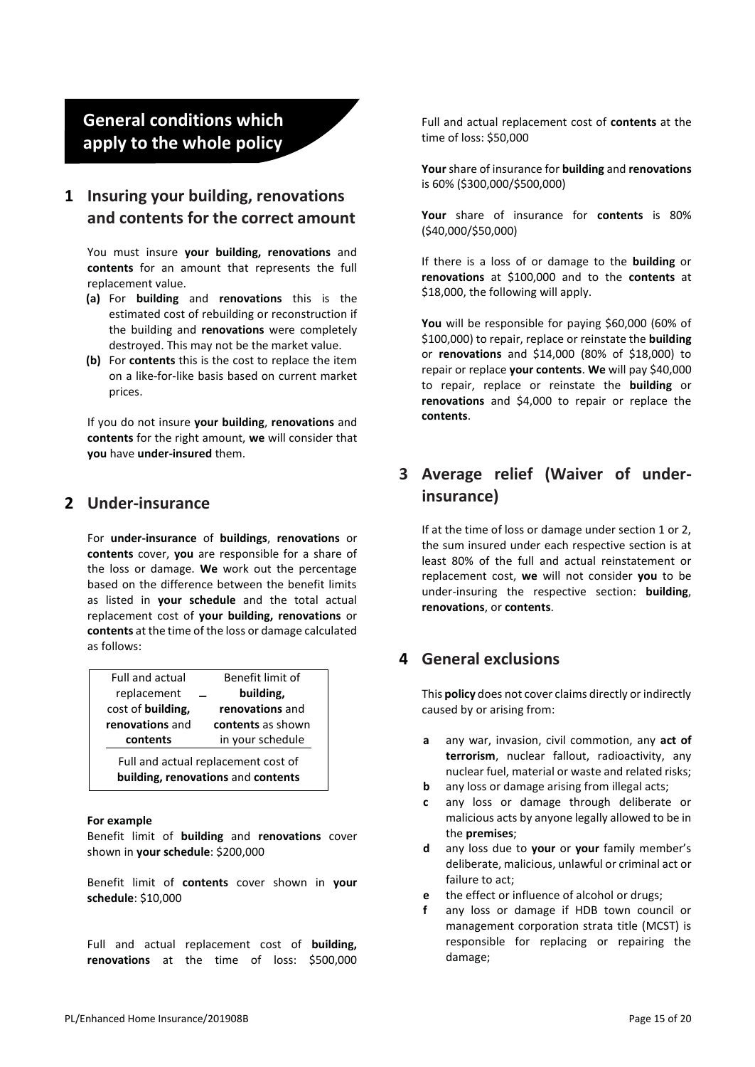# General conditions which apply to the whole policy

## 1 Insuring your building, renovations and contents for the correct amount

You must insure **your building, renovations** and **contents** for an amount that represents the full replacement value.

**(a)** For **building** and **renovations** this is the estimated cost of rebuilding or reconstruction if the building and **renovations** were completely destroyed. This may not be the market value.

**(b)** For **contents** this is the cost to replace the item on a like-for-like basis based on current market prices.

If you do not insure **your building**, **renovations** and **contents** for the right amount, **we** will consider that **you** have **under-insured** them.

## 2 Under-insurance

For **under-insurance** of **buildings**, **renovations** or **contents** cover, **you** are responsible for a share of the loss or damage. **We** work out the percentage based on the difference between the benefit limits as listed in **your schedule** and the total actual replacement cost of **your building, renovations** or **contents** at the time of the loss or damage calculated as follows:

| Full and actual replacement cost of **building, renovations** and **contents** | – | Benefit limit of **building, renovations** and **contents** as shown in your schedule |
|---|---|---|
| Full and actual replacement cost of **building, renovations** and **contents** | | |

**For example**

Benefit limit of **building** and **renovations** cover shown in **your schedule**: $200,000

Benefit limit of **contents** cover shown in **your schedule**: $10,000

Full and actual replacement cost of **building, renovations** at the time of loss: $500,000

Full and actual replacement cost of **contents** at the time of loss: $50,000

**Your** share of insurance for **building** and **renovations** is 60% ($300,000/$500,000)

**Your** share of insurance for **contents** is 80% ($40,000/$50,000)

If there is a loss of or damage to the **building** or **renovations** at $100,000 and to the **contents** at $18,000, the following will apply.

**You** will be responsible for paying $60,000 (60% of $100,000) to repair, replace or reinstate the **building** or **renovations** and $14,000 (80% of $18,000) to repair or replace **your contents**. **We** will pay $40,000 to repair, replace or reinstate the **building** or **renovations** and $4,000 to repair or replace the **contents**.

## 3 Average relief (Waiver of under-insurance)

If at the time of loss or damage under section 1 or 2, the sum insured under each respective section is at least 80% of the full and actual reinstatement or replacement cost, **we** will not consider **you** to be under-insuring the respective section: **building**, **renovations**, or **contents**.

## 4 General exclusions

This **policy** does not cover claims directly or indirectly caused by or arising from:

- **a** any war, invasion, civil commotion, any **act of terrorism**, nuclear fallout, radioactivity, any nuclear fuel, material or waste and related risks;
- **b** any loss or damage arising from illegal acts;
- **c** any loss or damage through deliberate or malicious acts by anyone legally allowed to be in the **premises**;
- **d** any loss due to **your** or **your** family member's deliberate, malicious, unlawful or criminal act or failure to act;
- **e** the effect or influence of alcohol or drugs;
- **f** any loss or damage if HDB town council or management corporation strata title (MCST) is responsible for replacing or repairing the damage;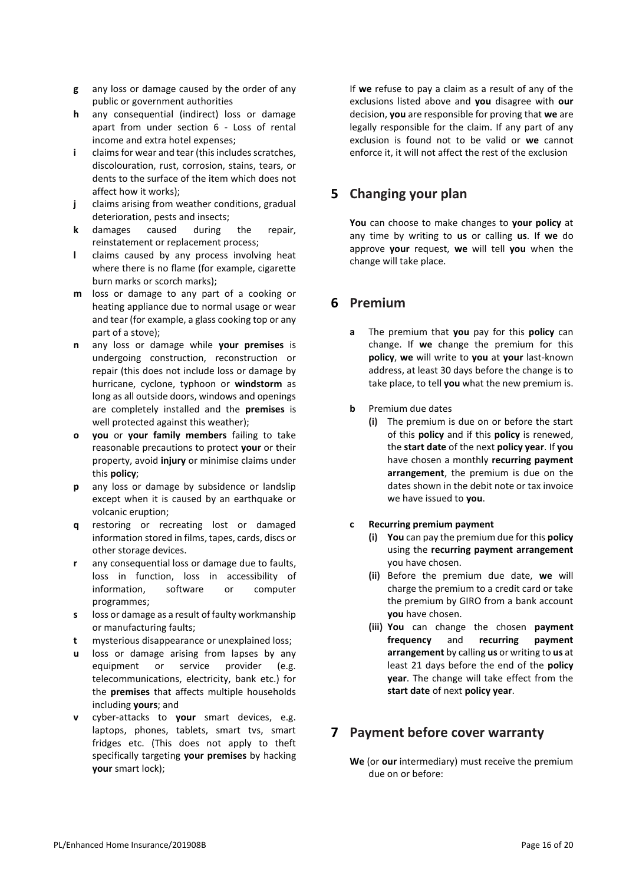- **g** any loss or damage caused by the order of any public or government authorities
- **h** any consequential (indirect) loss or damage apart from under section 6 - Loss of rental income and extra hotel expenses;
- **i** claims for wear and tear (this includes scratches, discolouration, rust, corrosion, stains, tears, or dents to the surface of the item which does not affect how it works);
- **j** claims arising from weather conditions, gradual deterioration, pests and insects;
- **k** damages caused during the repair, reinstatement or replacement process;
- **l** claims caused by any process involving heat where there is no flame (for example, cigarette burn marks or scorch marks);
- **m** loss or damage to any part of a cooking or heating appliance due to normal usage or wear and tear (for example, a glass cooking top or any part of a stove);
- **n** any loss or damage while **your premises** is undergoing construction, reconstruction or repair (this does not include loss or damage by hurricane, cyclone, typhoon or **windstorm** as long as all outside doors, windows and openings are completely installed and the **premises** is well protected against this weather);
- **o** **you** or **your family members** failing to take reasonable precautions to protect **your** or their property, avoid **injury** or minimise claims under this **policy**;
- **p** any loss or damage by subsidence or landslip except when it is caused by an earthquake or volcanic eruption;
- **q** restoring or recreating lost or damaged information stored in films, tapes, cards, discs or other storage devices.
- **r** any consequential loss or damage due to faults, loss in function, loss in accessibility of information, software or computer programmes;
- **s** loss or damage as a result of faulty workmanship or manufacturing faults;
- **t** mysterious disappearance or unexplained loss;
- **u** loss or damage arising from lapses by any equipment or service provider (e.g. telecommunications, electricity, bank etc.) for the **premises** that affects multiple households including **yours**; and
- **v** cyber-attacks to **your** smart devices, e.g. laptops, phones, tablets, smart tvs, smart fridges etc. (This does not apply to theft specifically targeting **your premises** by hacking **your** smart lock);

If **we** refuse to pay a claim as a result of any of the exclusions listed above and **you** disagree with **our** decision, **you** are responsible for proving that **we** are legally responsible for the claim. If any part of any exclusion is found not to be valid or **we** cannot enforce it, it will not affect the rest of the exclusion

## 5 Changing your plan

**You** can choose to make changes to **your policy** at any time by writing to **us** or calling **us**. If **we** do approve **your** request, **we** will tell **you** when the change will take place.

## 6 Premium

- **a** The premium that **you** pay for this **policy** can change. If **we** change the premium for this **policy**, **we** will write to **you** at **your** last-known address, at least 30 days before the change is to take place, to tell **you** what the new premium is.
- **b** Premium due dates
  - **(i)** The premium is due on or before the start of this **policy** and if this **policy** is renewed, the **start date** of the next **policy year**. If **you** have chosen a monthly **recurring payment arrangement**, the premium is due on the dates shown in the debit note or tax invoice we have issued to **you**.
- **c** **Recurring premium payment**
  - **(i)** **You** can pay the premium due for this **policy** using the **recurring payment arrangement** you have chosen.
  - **(ii)** Before the premium due date, **we** will charge the premium to a credit card or take the premium by GIRO from a bank account **you** have chosen.
  - **(iii)** **You** can change the chosen **payment frequency** and **recurring payment arrangement** by calling **us** or writing to **us** at least 21 days before the end of the **policy year**. The change will take effect from the **start date** of next **policy year**.

## 7 Payment before cover warranty

**We** (or **our** intermediary) must receive the premium due on or before: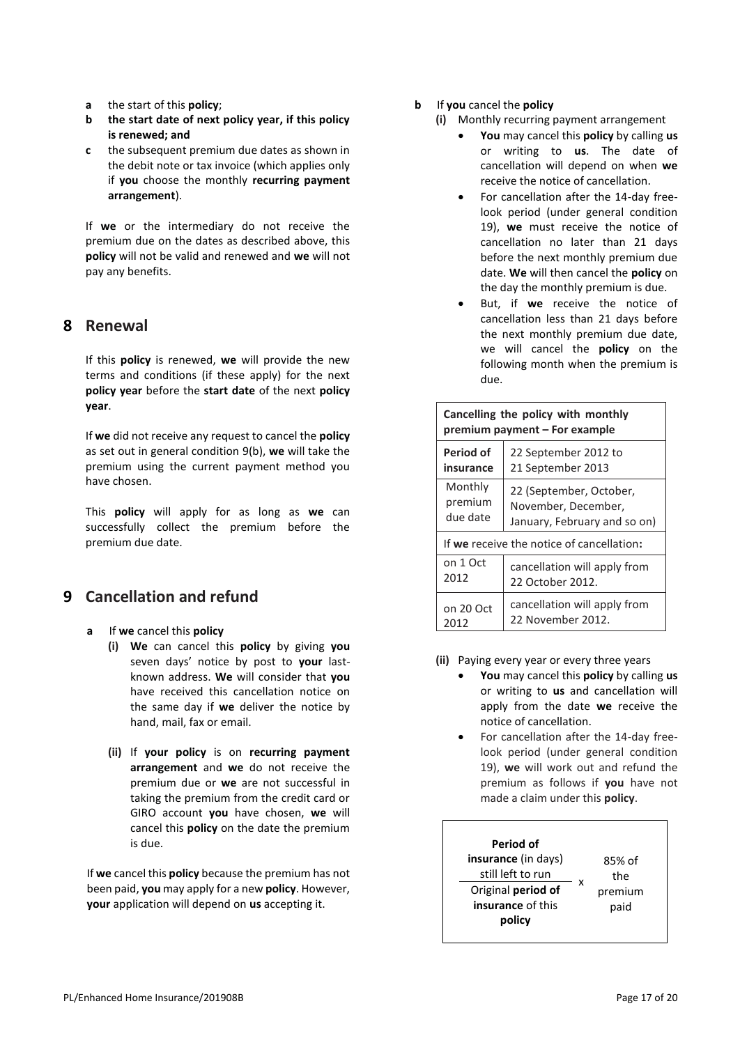- **a** the start of this **policy**;
- **b** **the start date of next policy year, if this policy is renewed; and**
- **c** the subsequent premium due dates as shown in the debit note or tax invoice (which applies only if **you** choose the monthly **recurring payment arrangement**).

If **we** or the intermediary do not receive the premium due on the dates as described above, this **policy** will not be valid and renewed and **we** will not pay any benefits.

## 8 Renewal

If this **policy** is renewed, **we** will provide the new terms and conditions (if these apply) for the next **policy year** before the **start date** of the next **policy year**.

If **we** did not receive any request to cancel the **policy** as set out in general condition 9(b), **we** will take the premium using the current payment method you have chosen.

This **policy** will apply for as long as **we** can successfully collect the premium before the premium due date.

## 9 Cancellation and refund

**a** If **we** cancel this **policy**

**(i)** **We** can cancel this **policy** by giving **you** seven days' notice by post to **your** last-known address. **We** will consider that **you** have received this cancellation notice on the same day if **we** deliver the notice by hand, mail, fax or email.

**(ii)** If **your policy** is on **recurring payment arrangement** and **we** do not receive the premium due or **we** are not successful in taking the premium from the credit card or GIRO account **you** have chosen, **we** will cancel this **policy** on the date the premium is due.

If **we** cancel this **policy** because the premium has not been paid, **you** may apply for a new **policy**. However, **your** application will depend on **us** accepting it.

**b** If **you** cancel the **policy**

**(i)** Monthly recurring payment arrangement

- **You** may cancel this **policy** by calling **us** or writing to **us**. The date of cancellation will depend on when **we** receive the notice of cancellation.
- For cancellation after the 14-day free-look period (under general condition 19), **we** must receive the notice of cancellation no later than 21 days before the next monthly premium due date. **We** will then cancel the **policy** on the day the monthly premium is due.
- But, if **we** receive the notice of cancellation less than 21 days before the next monthly premium due date, we will cancel the **policy** on the following month when the premium is due.

| **Cancelling the policy with monthly premium payment – For example** | |
|---|---|
| **Period of insurance** | 22 September 2012 to 21 September 2013 |
| Monthly premium due date | 22 (September, October, November, December, January, February and so on) |
| If **we** receive the notice of cancellation**:** | |
| on 1 Oct 2012 | cancellation will apply from 22 October 2012. |
| on 20 Oct 2012 | cancellation will apply from 22 November 2012. |

**(ii)** Paying every year or every three years

- **You** may cancel this **policy** by calling **us** or writing to **us** and cancellation will apply from the date **we** receive the notice of cancellation.
- For cancellation after the 14-day free-look period (under general condition 19), **we** will work out and refund the premium as follows if **you** have not made a claim under this **policy**.

$$\frac{\textbf{Period of insurance} \text{ (in days) still left to run}}{\text{Original } \textbf{period of insurance} \text{ of this } \textbf{policy}} \times 85\% \text{ of the premium paid}$$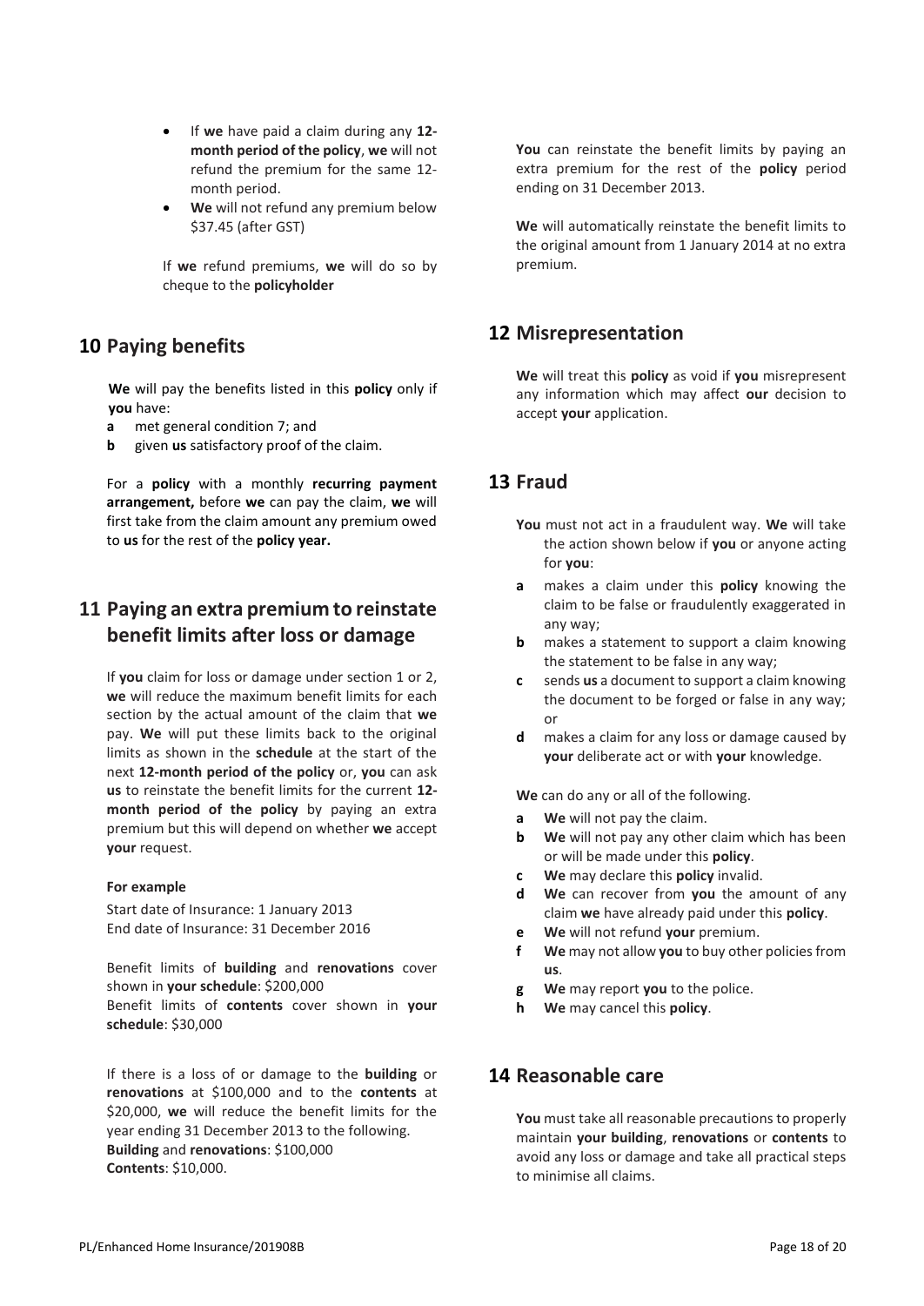- If **we** have paid a claim during any **12-month period of the policy**, **we** will not refund the premium for the same 12-month period.
- **We** will not refund any premium below $37.45 (after GST)

If **we** refund premiums, **we** will do so by cheque to the **policyholder**

## 10 Paying benefits

**We** will pay the benefits listed in this **policy** only if **you** have:

**a** met general condition 7; and

**b** given **us** satisfactory proof of the claim.

For a **policy** with a monthly **recurring payment arrangement,** before **we** can pay the claim, **we** will first take from the claim amount any premium owed to **us** for the rest of the **policy year.**

## 11 Paying an extra premium to reinstate benefit limits after loss or damage

If **you** claim for loss or damage under section 1 or 2, **we** will reduce the maximum benefit limits for each section by the actual amount of the claim that **we** pay. **We** will put these limits back to the original limits as shown in the **schedule** at the start of the next **12-month period of the policy** or, **you** can ask **us** to reinstate the benefit limits for the current **12-month period of the policy** by paying an extra premium but this will depend on whether **we** accept **your** request.

**For example**

Start date of Insurance: 1 January 2013
End date of Insurance: 31 December 2016

Benefit limits of **building** and **renovations** cover shown in **your schedule**: $200,000
Benefit limits of **contents** cover shown in **your schedule**: $30,000

If there is a loss of or damage to the **building** or **renovations** at $100,000 and to the **contents** at $20,000, **we** will reduce the benefit limits for the year ending 31 December 2013 to the following.
**Building** and **renovations**: $100,000
**Contents**: $10,000.

**You** can reinstate the benefit limits by paying an extra premium for the rest of the **policy** period ending on 31 December 2013.

**We** will automatically reinstate the benefit limits to the original amount from 1 January 2014 at no extra premium.

## 12 Misrepresentation

**We** will treat this **policy** as void if **you** misrepresent any information which may affect **our** decision to accept **your** application.

## 13 Fraud

**You** must not act in a fraudulent way. **We** will take the action shown below if **you** or anyone acting for **you**:

**a** makes a claim under this **policy** knowing the claim to be false or fraudulently exaggerated in any way;

**b** makes a statement to support a claim knowing the statement to be false in any way;

**c** sends **us** a document to support a claim knowing the document to be forged or false in any way; or

**d** makes a claim for any loss or damage caused by **your** deliberate act or with **your** knowledge.

**We** can do any or all of the following.

**a** **We** will not pay the claim.

**b** **We** will not pay any other claim which has been or will be made under this **policy**.

**c** **We** may declare this **policy** invalid.

**d** **We** can recover from **you** the amount of any claim **we** have already paid under this **policy**.

**e** **We** will not refund **your** premium.

**f** **We** may not allow **you** to buy other policies from **us**.

**g** **We** may report **you** to the police.

**h** **We** may cancel this **policy**.

## 14 Reasonable care

**You** must take all reasonable precautions to properly maintain **your building**, **renovations** or **contents** to avoid any loss or damage and take all practical steps to minimise all claims.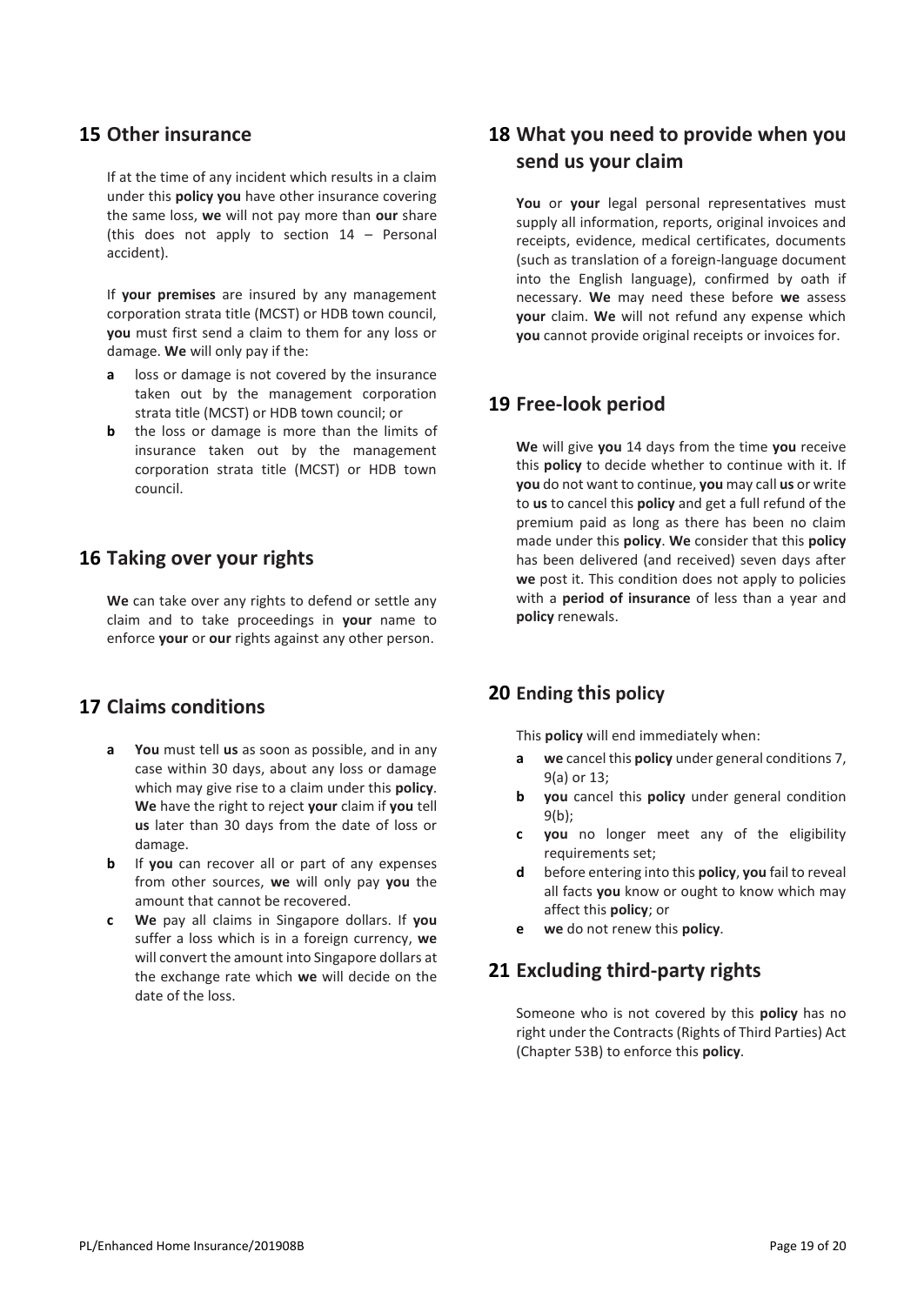## 15 Other insurance

If at the time of any incident which results in a claim under this **policy you** have other insurance covering the same loss, **we** will not pay more than **our** share (this does not apply to section 14 – Personal accident).

If **your premises** are insured by any management corporation strata title (MCST) or HDB town council, **you** must first send a claim to them for any loss or damage. **We** will only pay if the:

- **a** loss or damage is not covered by the insurance taken out by the management corporation strata title (MCST) or HDB town council; or
- **b** the loss or damage is more than the limits of insurance taken out by the management corporation strata title (MCST) or HDB town council.

## 16 Taking over your rights

**We** can take over any rights to defend or settle any claim and to take proceedings in **your** name to enforce **your** or **our** rights against any other person.

## 17 Claims conditions

- **a** **You** must tell **us** as soon as possible, and in any case within 30 days, about any loss or damage which may give rise to a claim under this **policy**. **We** have the right to reject **your** claim if **you** tell **us** later than 30 days from the date of loss or damage.
- **b** If **you** can recover all or part of any expenses from other sources, **we** will only pay **you** the amount that cannot be recovered.
- **c** **We** pay all claims in Singapore dollars. If **you** suffer a loss which is in a foreign currency, **we** will convert the amount into Singapore dollars at the exchange rate which **we** will decide on the date of the loss.

## 18 What you need to provide when you send us your claim

**You** or **your** legal personal representatives must supply all information, reports, original invoices and receipts, evidence, medical certificates, documents (such as translation of a foreign-language document into the English language), confirmed by oath if necessary. **We** may need these before **we** assess **your** claim. **We** will not refund any expense which **you** cannot provide original receipts or invoices for.

## 19 Free-look period

**We** will give **you** 14 days from the time **you** receive this **policy** to decide whether to continue with it. If **you** do not want to continue, **you** may call **us** or write to **us** to cancel this **policy** and get a full refund of the premium paid as long as there has been no claim made under this **policy**. **We** consider that this **policy** has been delivered (and received) seven days after **we** post it. This condition does not apply to policies with a **period of insurance** of less than a year and **policy** renewals.

## 20 Ending this policy

This **policy** will end immediately when:

- **a** **we** cancel this **policy** under general conditions 7, 9(a) or 13;
- **b** **you** cancel this **policy** under general condition 9(b);
- **c** **you** no longer meet any of the eligibility requirements set;
- **d** before entering into this **policy**, **you** fail to reveal all facts **you** know or ought to know which may affect this **policy**; or
- **e** **we** do not renew this **policy**.

## 21 Excluding third-party rights

Someone who is not covered by this **policy** has no right under the Contracts (Rights of Third Parties) Act (Chapter 53B) to enforce this **policy**.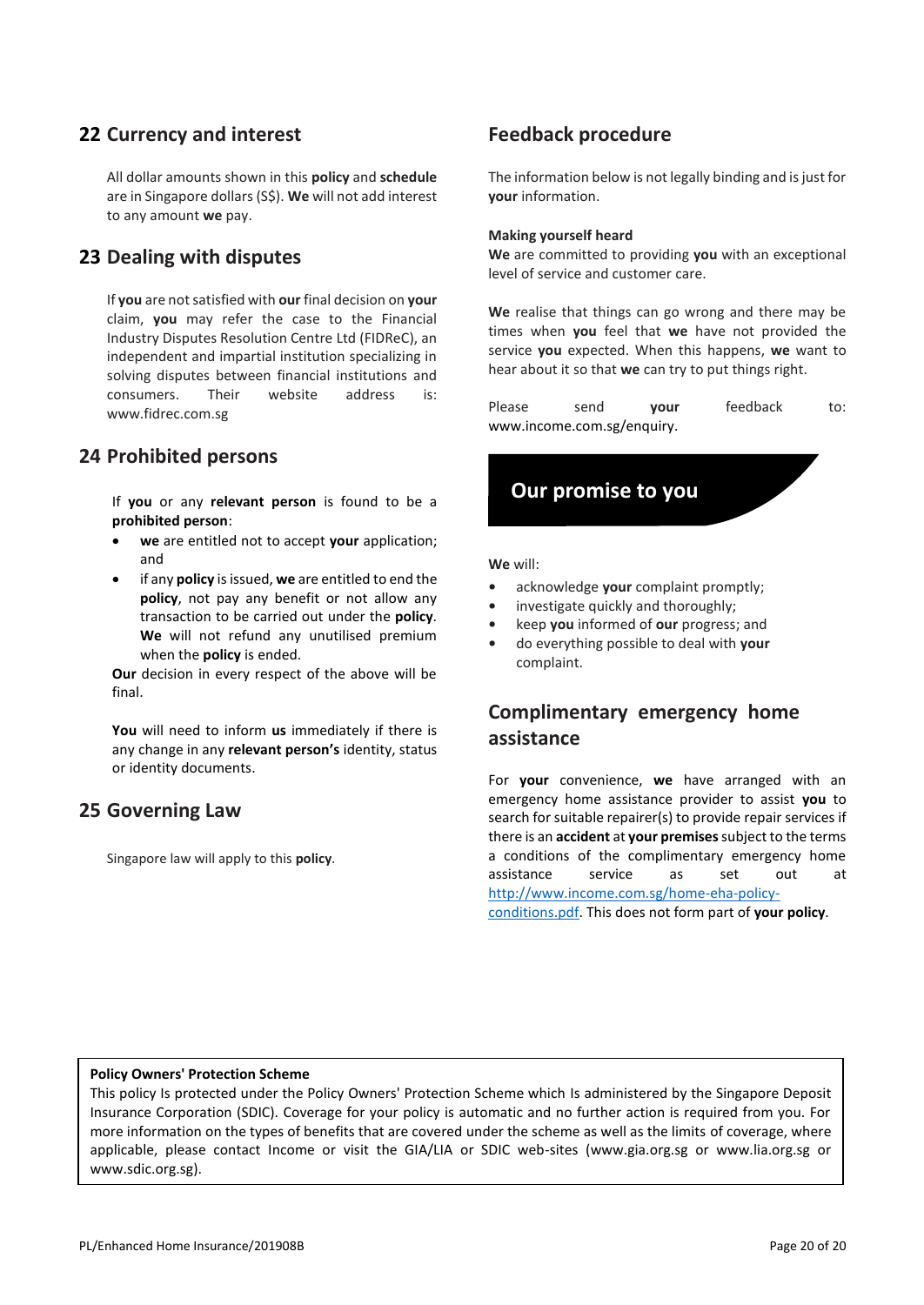## 22 Currency and interest

All dollar amounts shown in this **policy** and **schedule** are in Singapore dollars (S$). **We** will not add interest to any amount **we** pay.

## 23 Dealing with disputes

If **you** are not satisfied with **our** final decision on **your** claim, **you** may refer the case to the Financial Industry Disputes Resolution Centre Ltd (FIDReC), an independent and impartial institution specializing in solving disputes between financial institutions and consumers. Their website address is: www.fidrec.com.sg

## 24 Prohibited persons

If **you** or any **relevant person** is found to be a **prohibited person**:

- **we** are entitled not to accept **your** application; and
- if any **policy** is issued, **we** are entitled to end the **policy**, not pay any benefit or not allow any transaction to be carried out under the **policy**. **We** will not refund any unutilised premium when the **policy** is ended.

**Our** decision in every respect of the above will be final.

**You** will need to inform **us** immediately if there is any change in any **relevant person's** identity, status or identity documents.

## 25 Governing Law

Singapore law will apply to this **policy**.

## Feedback procedure

The information below is not legally binding and is just for **your** information.

**Making yourself heard**

**We** are committed to providing **you** with an exceptional level of service and customer care.

**We** realise that things can go wrong and there may be times when **you** feel that **we** have not provided the service **you** expected. When this happens, **we** want to hear about it so that **we** can try to put things right.

Please send **your** feedback to: www.income.com.sg/enquiry.

## Our promise to you

**We** will:

- acknowledge **your** complaint promptly;
- investigate quickly and thoroughly;
- keep **you** informed of **our** progress; and
- do everything possible to deal with **your** complaint.

## Complimentary emergency home assistance

For **your** convenience, **we** have arranged with an emergency home assistance provider to assist **you** to search for suitable repairer(s) to provide repair services if there is an **accident** at **your premises** subject to the terms a conditions of the complimentary emergency home assistance service as set out at http://www.income.com.sg/home-eha-policy-conditions.pdf. This does not form part of **your policy**.

**Policy Owners' Protection Scheme**

This policy Is protected under the Policy Owners' Protection Scheme which Is administered by the Singapore Deposit Insurance Corporation (SDIC). Coverage for your policy is automatic and no further action is required from you. For more information on the types of benefits that are covered under the scheme as well as the limits of coverage, where applicable, please contact Income or visit the GIA/LIA or SDIC web-sites (www.gia.org.sg or www.lia.org.sg or www.sdic.org.sg).

PL/Enhanced Home Insurance/201908B